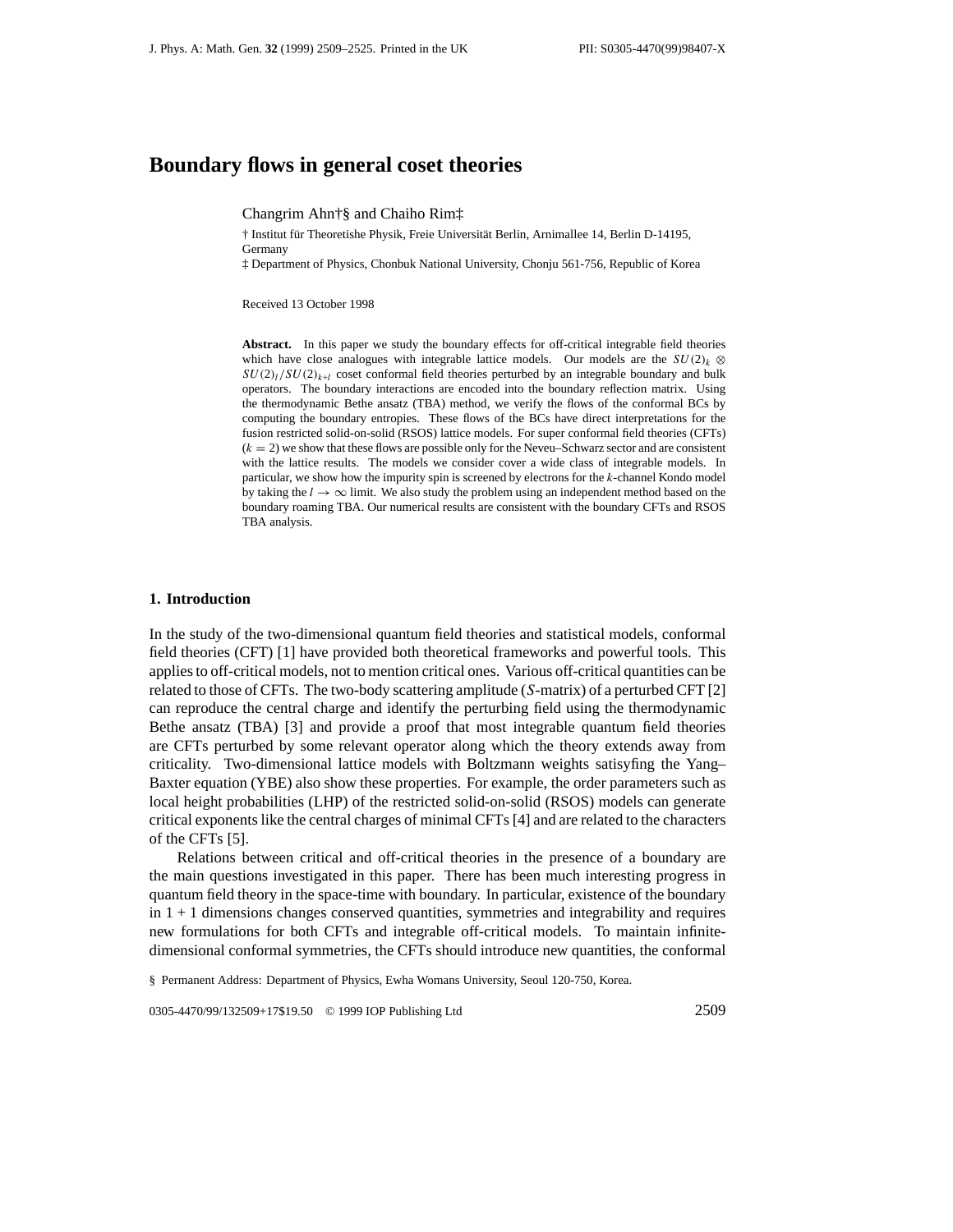# Boundary flows in general coset theories

Changrim Ahn†§ and Chaiho Rim‡

† Institut für Theoretishe Physik, Freie Universität Berlin, Arnimallee 14, Berlin D-14195, Germany

‡ Department of Physics, Chonbuk National University, Chonju 561-756, Republic of Korea

Received 13 October 1998

**Abstract.** In this paper we study the boundary effects for off-critical integrable field theories which have close analogues with integrable lattice models. Our models are the $SU(2)_k \otimes SU(2)_l/SU(2)_{k+l}$ coset conformal field theories perturbed by an integrable boundary and bulk operators. The boundary interactions are encoded into the boundary reflection matrix. Using the thermodynamic Bethe ansatz (TBA) method, we verify the flows of the conformal BCs by computing the boundary entropies. These flows of the BCs have direct interpretations for the fusion restricted solid-on-solid (RSOS) lattice models. For super conformal field theories (CFTs) ($k = 2$) we show that these flows are possible only for the Neveu–Schwarz sector and are consistent with the lattice results. The models we consider cover a wide class of integrable models. In particular, we show how the impurity spin is screened by electrons for the $k$-channel Kondo model by taking the $l \to \infty$ limit. We also study the problem using an independent method based on the boundary roaming TBA. Our numerical results are consistent with the boundary CFTs and RSOS TBA analysis.

## 1. Introduction

In the study of the two-dimensional quantum field theories and statistical models, conformal field theories (CFT) [1] have provided both theoretical frameworks and powerful tools. This applies to off-critical models, not to mention critical ones. Various off-critical quantities can be related to those of CFTs. The two-body scattering amplitude ($S$-matrix) of a perturbed CFT [2] can reproduce the central charge and identify the perturbing field using the thermodynamic Bethe ansatz (TBA) [3] and provide a proof that most integrable quantum field theories are CFTs perturbed by some relevant operator along which the theory extends away from criticality. Two-dimensional lattice models with Boltzmann weights satisfying the Yang–Baxter equation (YBE) also show these properties. For example, the order parameters such as local height probabilities (LHP) of the restricted solid-on-solid (RSOS) models can generate critical exponents like the central charges of minimal CFTs [4] and are related to the characters of the CFTs [5].

Relations between critical and off-critical theories in the presence of a boundary are the main questions investigated in this paper. There has been much interesting progress in quantum field theory in the space-time with boundary. In particular, existence of the boundary in 1 + 1 dimensions changes conserved quantities, symmetries and integrability and requires new formulations for both CFTs and integrable off-critical models. To maintain infinite-dimensional conformal symmetries, the CFTs should introduce new quantities, the conformal

§ Permanent Address: Department of Physics, Ewha Womans University, Seoul 120-750, Korea.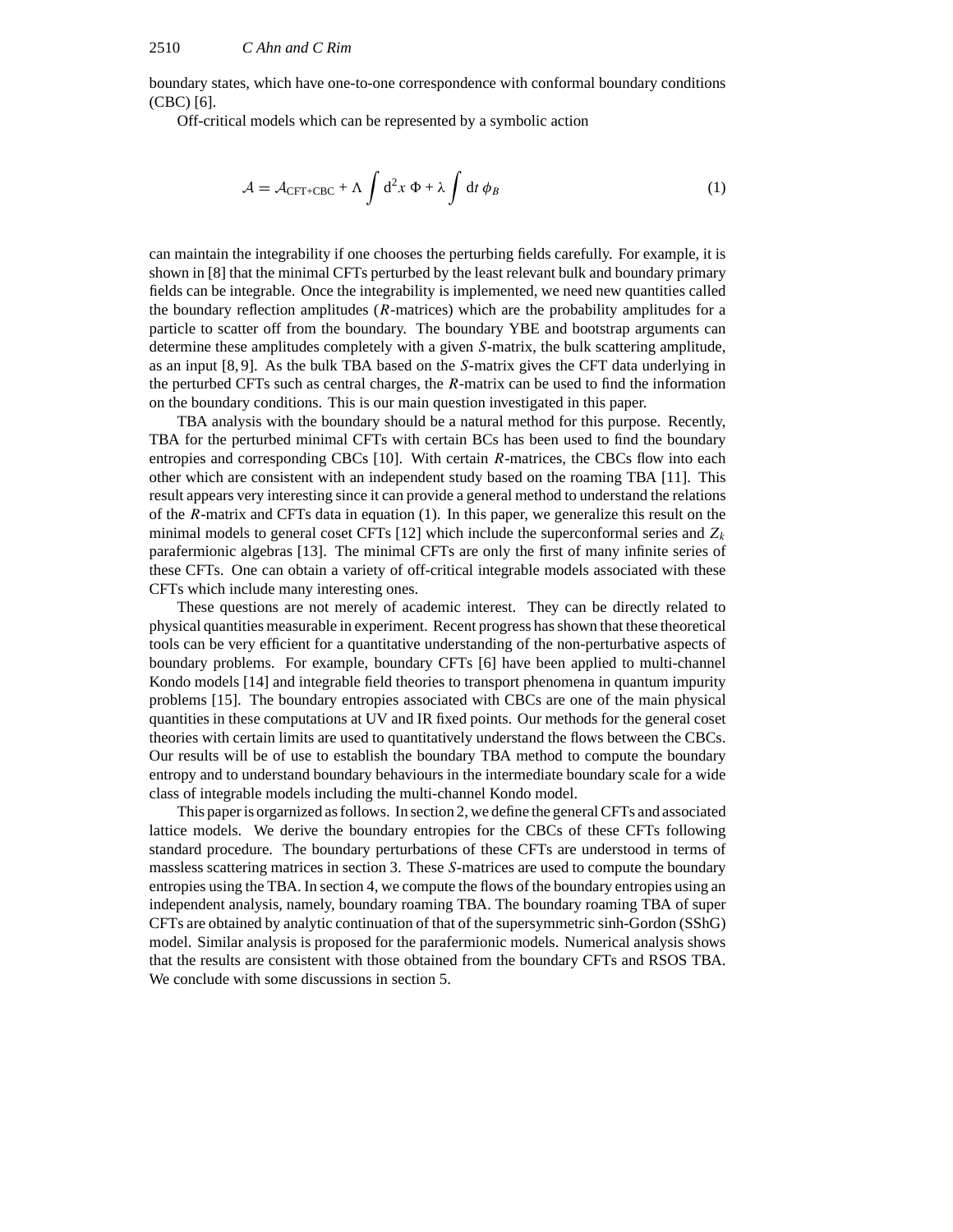boundary states, which have one-to-one correspondence with conformal boundary conditions (CBC) [6].

Off-critical models which can be represented by a symbolic action

$$\mathcal{A} = \mathcal{A}_{\text{CFT+CBC}} + \Lambda \int \mathrm{d}^2x\ \Phi + \lambda \int \mathrm{d}t\ \phi_B \tag{1}$$

can maintain the integrability if one chooses the perturbing fields carefully. For example, it is shown in [8] that the minimal CFTs perturbed by the least relevant bulk and boundary primary fields can be integrable. Once the integrability is implemented, we need new quantities called the boundary reflection amplitudes ($R$-matrices) which are the probability amplitudes for a particle to scatter off from the boundary. The boundary YBE and bootstrap arguments can determine these amplitudes completely with a given $S$-matrix, the bulk scattering amplitude, as an input [8, 9]. As the bulk TBA based on the $S$-matrix gives the CFT data underlying in the perturbed CFTs such as central charges, the $R$-matrix can be used to find the information on the boundary conditions. This is our main question investigated in this paper.

TBA analysis with the boundary should be a natural method for this purpose. Recently, TBA for the perturbed minimal CFTs with certain BCs has been used to find the boundary entropies and corresponding CBCs [10]. With certain $R$-matrices, the CBCs flow into each other which are consistent with an independent study based on the roaming TBA [11]. This result appears very interesting since it can provide a general method to understand the relations of the $R$-matrix and CFTs data in equation (1). In this paper, we generalize this result on the minimal models to general coset CFTs [12] which include the superconformal series and $Z_k$ parafermionic algebras [13]. The minimal CFTs are only the first of many infinite series of these CFTs. One can obtain a variety of off-critical integrable models associated with these CFTs which include many interesting ones.

These questions are not merely of academic interest. They can be directly related to physical quantities measurable in experiment. Recent progress has shown that these theoretical tools can be very efficient for a quantitative understanding of the non-perturbative aspects of boundary problems. For example, boundary CFTs [6] have been applied to multi-channel Kondo models [14] and integrable field theories to transport phenomena in quantum impurity problems [15]. The boundary entropies associated with CBCs are one of the main physical quantities in these computations at UV and IR fixed points. Our methods for the general coset theories with certain limits are used to quantitatively understand the flows between the CBCs. Our results will be of use to establish the boundary TBA method to compute the boundary entropy and to understand boundary behaviours in the intermediate boundary scale for a wide class of integrable models including the multi-channel Kondo model.

This paper is orgarnized as follows. In section 2, we define the general CFTs and associated lattice models. We derive the boundary entropies for the CBCs of these CFTs following standard procedure. The boundary perturbations of these CFTs are understood in terms of massless scattering matrices in section 3. These $S$-matrices are used to compute the boundary entropies using the TBA. In section 4, we compute the flows of the boundary entropies using an independent analysis, namely, boundary roaming TBA. The boundary roaming TBA of super CFTs are obtained by analytic continuation of that of the supersymmetric sinh-Gordon (SShG) model. Similar analysis is proposed for the parafermionic models. Numerical analysis shows that the results are consistent with those obtained from the boundary CFTs and RSOS TBA. We conclude with some discussions in section 5.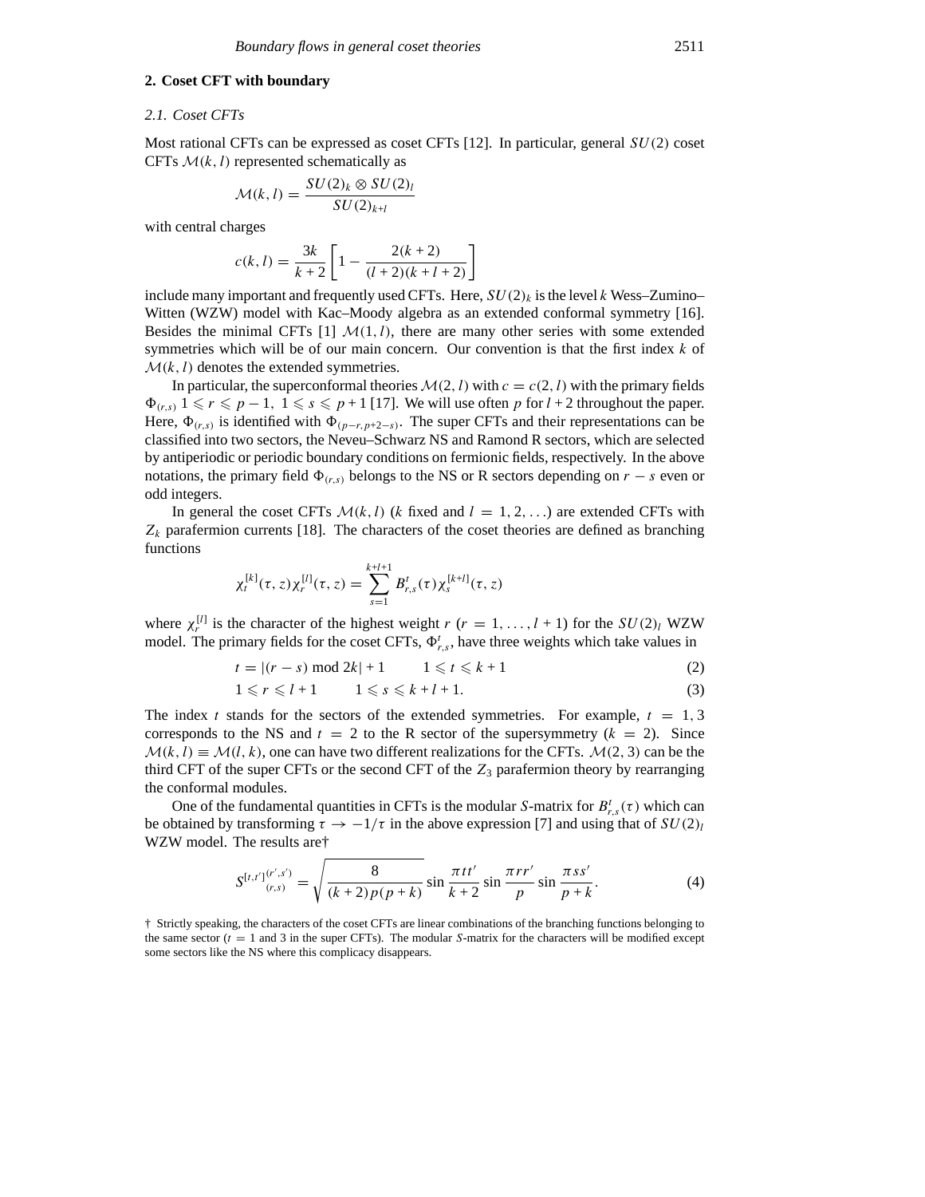## 2. Coset CFT with boundary

### 2.1. Coset CFTs

Most rational CFTs can be expressed as coset CFTs [12]. In particular, general $SU(2)$ coset CFTs $\mathcal{M}(k,l)$ represented schematically as

$$\mathcal{M}(k,l) = \frac{SU(2)_k \otimes SU(2)_l}{SU(2)_{k+l}}$$

with central charges

$$c(k,l) = \frac{3k}{k+2}\left[1 - \frac{2(k+2)}{(l+2)(k+l+2)}\right]$$

include many important and frequently used CFTs. Here, $SU(2)_k$ is the level $k$ Wess–Zumino–Witten (WZW) model with Kac–Moody algebra as an extended conformal symmetry [16]. Besides the minimal CFTs [1] $\mathcal{M}(1,l)$, there are many other series with some extended symmetries which will be of our main concern. Our convention is that the first index $k$ of $\mathcal{M}(k,l)$ denotes the extended symmetries.

In particular, the superconformal theories $\mathcal{M}(2,l)$ with $c = c(2,l)$ with the primary fields $\Phi_{(r,s)}$ $1 \leqslant r \leqslant p-1$, $1 \leqslant s \leqslant p+1$ [17]. We will use often $p$ for $l+2$ throughout the paper. Here, $\Phi_{(r,s)}$ is identified with $\Phi_{(p-r,p+2-s)}$. The super CFTs and their representations can be classified into two sectors, the Neveu–Schwarz NS and Ramond R sectors, which are selected by antiperiodic or periodic boundary conditions on fermionic fields, respectively. In the above notations, the primary field $\Phi_{(r,s)}$ belongs to the NS or R sectors depending on $r-s$ even or odd integers.

In general the coset CFTs $\mathcal{M}(k,l)$ ($k$ fixed and $l = 1, 2, \ldots$) are extended CFTs with $Z_k$ parafermion currents [18]. The characters of the coset theories are defined as branching functions

$$\chi_t^{[k]}(\tau, z)\chi_r^{[l]}(\tau, z) = \sum_{s=1}^{k+l+1} B_{r,s}^t(\tau)\chi_s^{[k+l]}(\tau, z)$$

where $\chi_r^{[l]}$ is the character of the highest weight $r$ ($r = 1, \ldots, l+1$) for the $SU(2)_l$ WZW model. The primary fields for the coset CFTs, $\Phi_{r,s}^t$, have three weights which take values in

$$t = |(r-s) \bmod 2k| + 1 \qquad 1 \leqslant t \leqslant k+1 \tag{2}$$

$$1 \leqslant r \leqslant l+1 \qquad 1 \leqslant s \leqslant k+l+1. \tag{3}$$

The index $t$ stands for the sectors of the extended symmetries. For example, $t = 1, 3$ corresponds to the NS and $t = 2$ to the R sector of the supersymmetry ($k = 2$). Since $\mathcal{M}(k,l) \equiv \mathcal{M}(l,k)$, one can have two different realizations for the CFTs. $\mathcal{M}(2,3)$ can be the third CFT of the super CFTs or the second CFT of the $Z_3$ parafermion theory by rearranging the conformal modules.

One of the fundamental quantities in CFTs is the modular $S$-matrix for $B_{r,s}^t(\tau)$ which can be obtained by transforming $\tau \to -1/\tau$ in the above expression [7] and using that of $SU(2)_l$ WZW model. The results are†

$$S^{[t,t']}{}_{(r,s)}^{(r',s')} = \sqrt{\frac{8}{(k+2)p(p+k)}}\sin\frac{\pi t t'}{k+2}\sin\frac{\pi r r'}{p}\sin\frac{\pi s s'}{p+k}. \tag{4}$$

† Strictly speaking, the characters of the coset CFTs are linear combinations of the branching functions belonging to the same sector ($t = 1$ and 3 in the super CFTs). The modular $S$-matrix for the characters will be modified except some sectors like the NS where this complicacy disappears.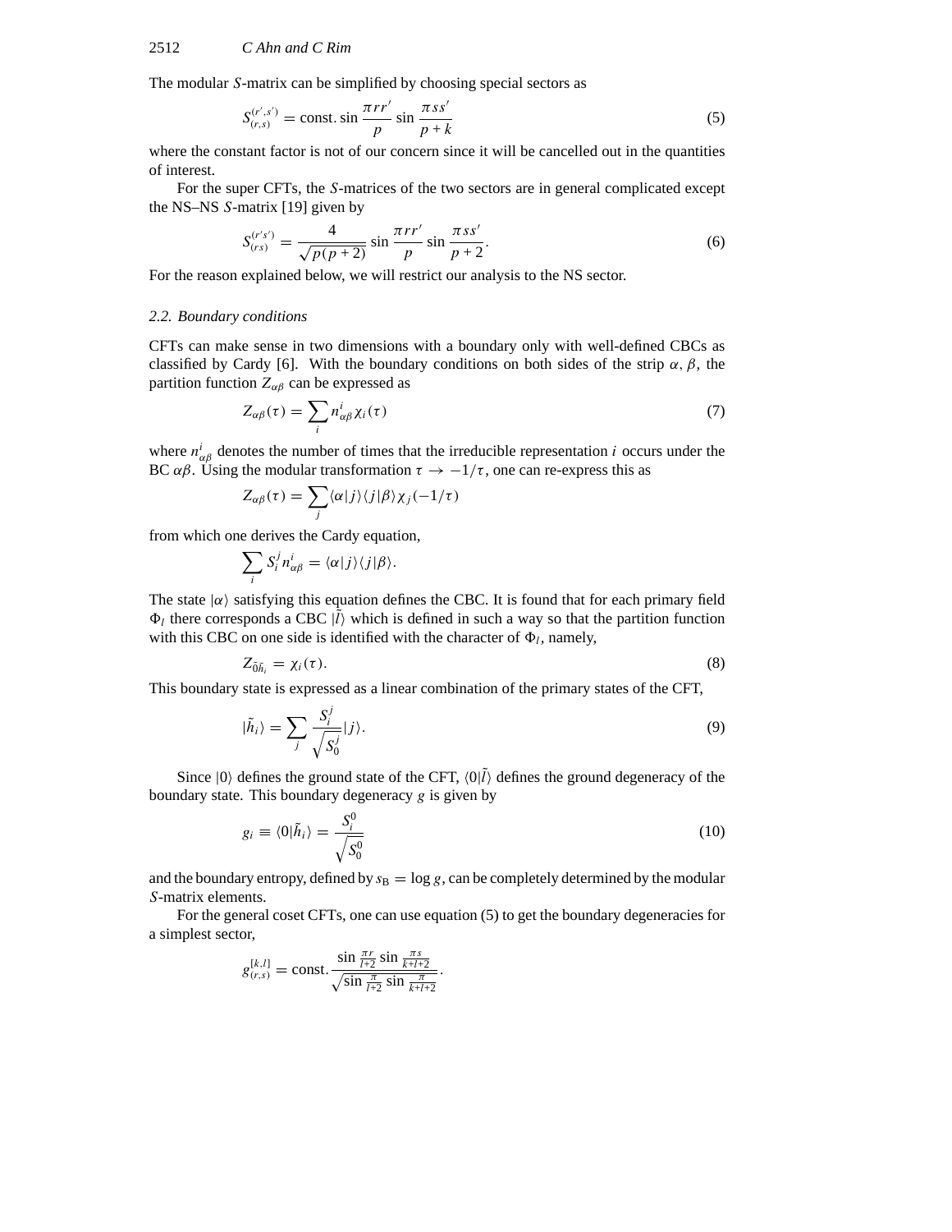The modular $S$-matrix can be simplified by choosing special sectors as

$$S_{(r,s)}^{(r',s')} = \text{const.} \sin \frac{\pi r r'}{p} \sin \frac{\pi s s'}{p+k} \tag{5}$$

where the constant factor is not of our concern since it will be cancelled out in the quantities of interest.

For the super CFTs, the $S$-matrices of the two sectors are in general complicated except the NS–NS $S$-matrix [19] given by

$$S_{(rs)}^{(r's')} = \frac{4}{\sqrt{p(p+2)}} \sin \frac{\pi r r'}{p} \sin \frac{\pi s s'}{p+2}. \tag{6}$$

For the reason explained below, we will restrict our analysis to the NS sector.

### 2.2. Boundary conditions

CFTs can make sense in two dimensions with a boundary only with well-defined CBCs as classified by Cardy [6]. With the boundary conditions on both sides of the strip $\alpha, \beta$, the partition function $Z_{\alpha\beta}$ can be expressed as

$$Z_{\alpha\beta}(\tau) = \sum_i n_{\alpha\beta}^i \chi_i(\tau) \tag{7}$$

where $n_{\alpha\beta}^i$ denotes the number of times that the irreducible representation $i$ occurs under the BC $\alpha\beta$. Using the modular transformation $\tau \to -1/\tau$, one can re-express this as

$$Z_{\alpha\beta}(\tau) = \sum_j \langle \alpha | j \rangle \langle j | \beta \rangle \chi_j(-1/\tau)$$

from which one derives the Cardy equation,

$$\sum_i S_i^j n_{\alpha\beta}^i = \langle \alpha | j \rangle \langle j | \beta \rangle.$$

The state $|\alpha\rangle$ satisfying this equation defines the CBC. It is found that for each primary field $\Phi_l$ there corresponds a CBC $|\tilde{l}\rangle$ which is defined in such a way so that the partition function with this CBC on one side is identified with the character of $\Phi_l$, namely,

$$Z_{\tilde{0}\tilde{h}_i} = \chi_i(\tau). \tag{8}$$

This boundary state is expressed as a linear combination of the primary states of the CFT,

$$|\tilde{h}_i\rangle = \sum_j \frac{S_i^j}{\sqrt{S_0^j}} |j\rangle. \tag{9}$$

Since $|0\rangle$ defines the ground state of the CFT, $\langle 0|\tilde{l}\rangle$ defines the ground degeneracy of the boundary state. This boundary degeneracy $g$ is given by

$$g_i \equiv \langle 0|\tilde{h}_i\rangle = \frac{S_i^0}{\sqrt{S_0^0}} \tag{10}$$

and the boundary entropy, defined by $s_{\mathrm{B}} = \log g$, can be completely determined by the modular $S$-matrix elements.

For the general coset CFTs, one can use equation (5) to get the boundary degeneracies for a simplest sector,

$$g_{(r,s)}^{[k,l]} = \text{const.} \frac{\sin \frac{\pi r}{l+2} \sin \frac{\pi s}{k+l+2}}{\sqrt{\sin \frac{\pi}{l+2} \sin \frac{\pi}{k+l+2}}}.$$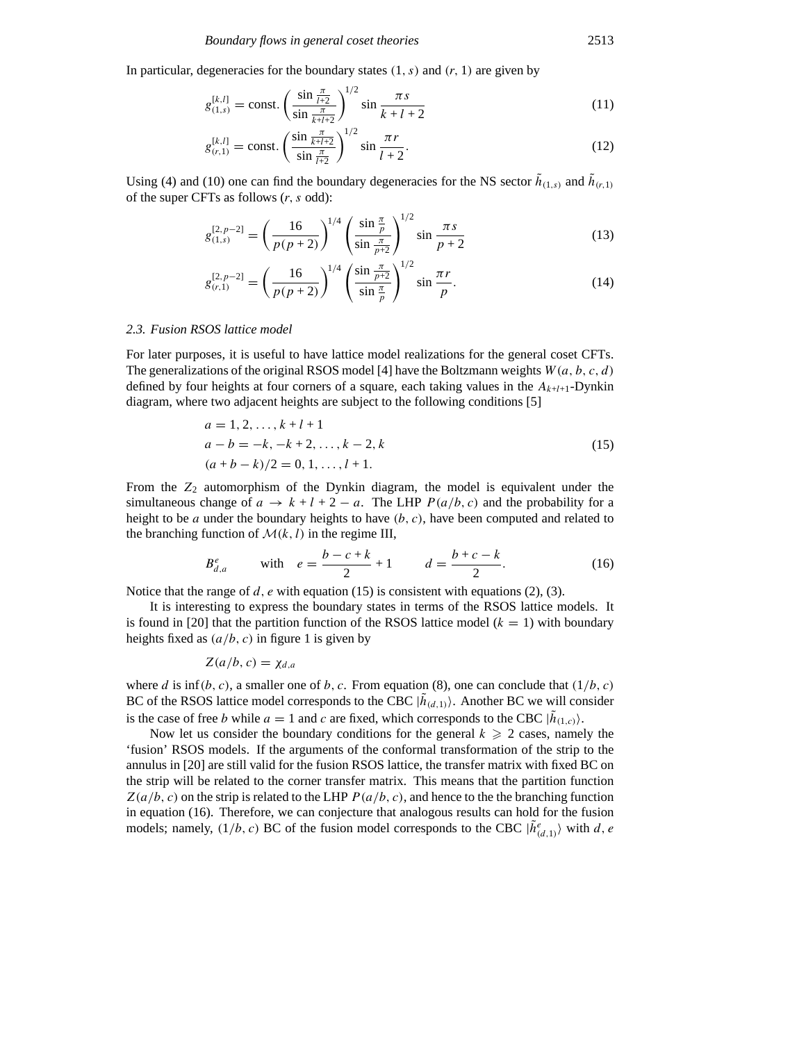In particular, degeneracies for the boundary states $(1, s)$ and $(r, 1)$ are given by

$$g_{(1,s)}^{[k,l]} = \text{const.} \left( \frac{\sin \frac{\pi}{l+2}}{\sin \frac{\pi}{k+l+2}} \right)^{1/2} \sin \frac{\pi s}{k+l+2} \tag{11}$$

$$g_{(r,1)}^{[k,l]} = \text{const.} \left( \frac{\sin \frac{\pi}{k+l+2}}{\sin \frac{\pi}{l+2}} \right)^{1/2} \sin \frac{\pi r}{l+2}. \tag{12}$$

Using (4) and (10) one can find the boundary degeneracies for the NS sector $\tilde{h}_{(1,s)}$ and $\tilde{h}_{(r,1)}$ of the super CFTs as follows ($r, s$ odd):

$$g_{(1,s)}^{[2,p-2]} = \left( \frac{16}{p(p+2)} \right)^{1/4} \left( \frac{\sin \frac{\pi}{p}}{\sin \frac{\pi}{p+2}} \right)^{1/2} \sin \frac{\pi s}{p+2} \tag{13}$$

$$g_{(r,1)}^{[2,p-2]} = \left( \frac{16}{p(p+2)} \right)^{1/4} \left( \frac{\sin \frac{\pi}{p+2}}{\sin \frac{\pi}{p}} \right)^{1/2} \sin \frac{\pi r}{p}. \tag{14}$$

### *2.3. Fusion RSOS lattice model*

For later purposes, it is useful to have lattice model realizations for the general coset CFTs. The generalizations of the original RSOS model [4] have the Boltzmann weights $W(a, b, c, d)$ defined by four heights at four corners of a square, each taking values in the $A_{k+l+1}$-Dynkin diagram, where two adjacent heights are subject to the following conditions [5]

$$\begin{aligned} &a = 1, 2, \ldots, k+l+1 \\ &a - b = -k, -k+2, \ldots, k-2, k \\ &(a+b-k)/2 = 0, 1, \ldots, l+1. \end{aligned} \tag{15}$$

From the $Z_2$ automorphism of the Dynkin diagram, the model is equivalent under the simultaneous change of $a \to k+l+2-a$. The LHP $P(a/b, c)$ and the probability for a height to be $a$ under the boundary heights to have $(b, c)$, have been computed and related to the branching function of $\mathcal{M}(k, l)$ in the regime III,

$$B_{d,a}^{e} \qquad \text{with} \quad e = \frac{b-c+k}{2} + 1 \qquad d = \frac{b+c-k}{2}. \tag{16}$$

Notice that the range of $d, e$ with equation (15) is consistent with equations (2), (3).

It is interesting to express the boundary states in terms of the RSOS lattice models. It is found in [20] that the partition function of the RSOS lattice model ($k = 1$) with boundary heights fixed as $(a/b, c)$ in figure 1 is given by

$$Z(a/b, c) = \chi_{d,a}$$

where $d$ is $\inf(b, c)$, a smaller one of $b, c$. From equation (8), one can conclude that $(1/b, c)$ BC of the RSOS lattice model corresponds to the CBC $|\tilde{h}_{(d,1)}\rangle$. Another BC we will consider is the case of free $b$ while $a = 1$ and $c$ are fixed, which corresponds to the CBC $|\tilde{h}_{(1,c)}\rangle$.

Now let us consider the boundary conditions for the general $k \geqslant 2$ cases, namely the 'fusion' RSOS models. If the arguments of the conformal transformation of the strip to the annulus in [20] are still valid for the fusion RSOS lattice, the transfer matrix with fixed BC on the strip will be related to the corner transfer matrix. This means that the partition function $Z(a/b, c)$ on the strip is related to the LHP $P(a/b, c)$, and hence to the the branching function in equation (16). Therefore, we can conjecture that analogous results can hold for the fusion models; namely, $(1/b, c)$ BC of the fusion model corresponds to the CBC $|\tilde{h}_{(d,1)}^{e}\rangle$ with $d, e$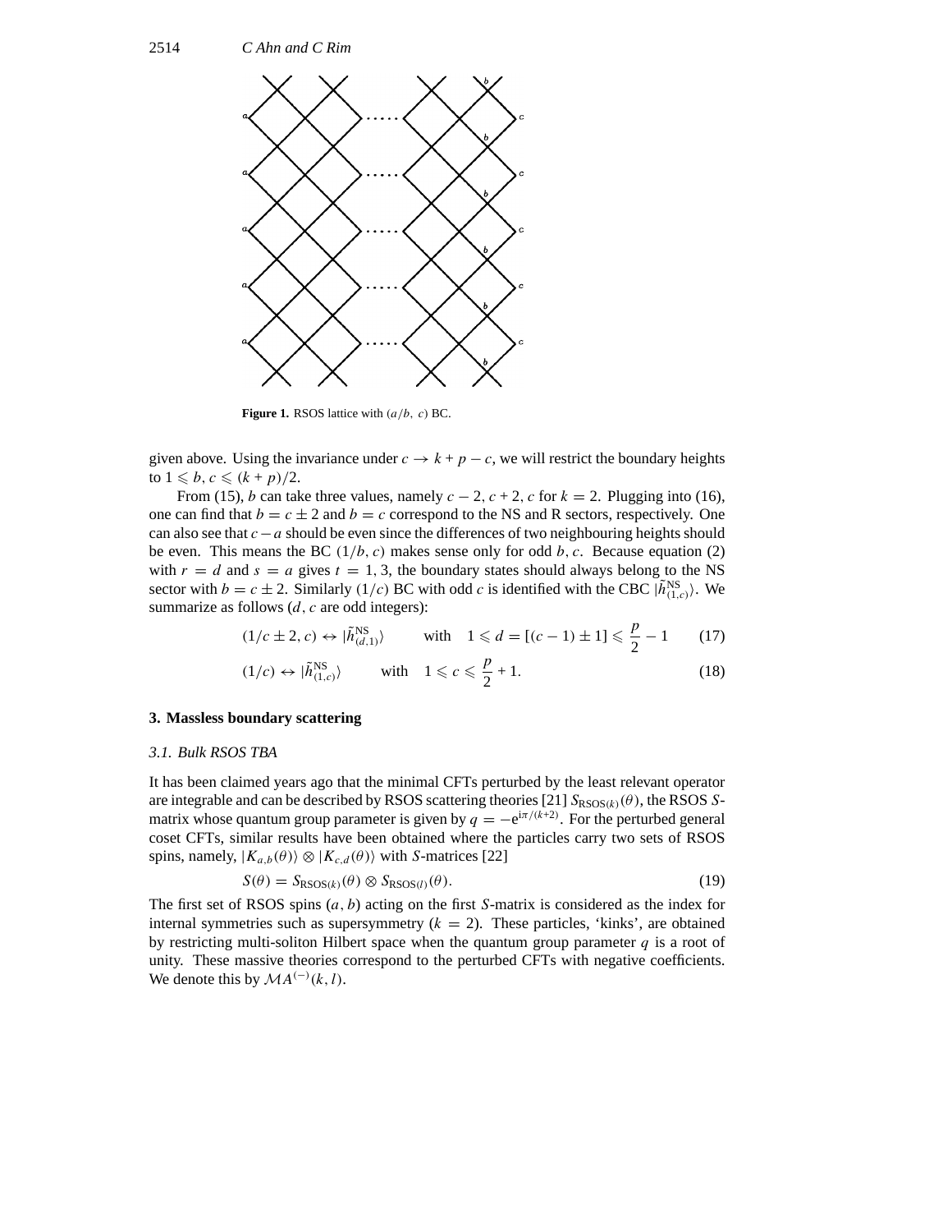**Figure 1.** RSOS lattice with $(a/b,\ c)$ BC.

given above. Using the invariance under $c \to k + p - c$, we will restrict the boundary heights to $1 \leqslant b, c \leqslant (k+p)/2$.

From (15), $b$ can take three values, namely $c-2, c+2, c$ for $k=2$. Plugging into (16), one can find that $b = c \pm 2$ and $b = c$ correspond to the NS and R sectors, respectively. One can also see that $c - a$ should be even since the differences of two neighbouring heights should be even. This means the BC $(1/b, c)$ makes sense only for odd $b, c$. Because equation (2) with $r = d$ and $s = a$ gives $t = 1, 3$, the boundary states should always belong to the NS sector with $b = c \pm 2$. Similarly $(1/c)$ BC with odd $c$ is identified with the CBC $|\tilde{h}^{\rm NS}_{(1,c)}\rangle$. We summarize as follows ($d, c$ are odd integers):

$$(1/c \pm 2, c) \leftrightarrow |\tilde{h}^{\rm NS}_{(d,1)}\rangle \qquad \text{with} \quad 1 \leqslant d = [(c-1) \pm 1] \leqslant \frac{p}{2} - 1 \tag{17}$$

$$(1/c) \leftrightarrow |\tilde{h}^{\rm NS}_{(1,c)}\rangle \qquad \text{with} \quad 1 \leqslant c \leqslant \frac{p}{2} + 1. \tag{18}$$

## 3. Massless boundary scattering

### *3.1. Bulk RSOS TBA*

It has been claimed years ago that the minimal CFTs perturbed by the least relevant operator are integrable and can be described by RSOS scattering theories [21] $S_{{\rm RSOS}(k)}(\theta)$, the RSOS $S$-matrix whose quantum group parameter is given by $q = -{\rm e}^{{\rm i}\pi/(k+2)}$. For the perturbed general coset CFTs, similar results have been obtained where the particles carry two sets of RSOS spins, namely, $|K_{a,b}(\theta)\rangle \otimes |K_{c,d}(\theta)\rangle$ with $S$-matrices [22]

$$S(\theta) = S_{{\rm RSOS}(k)}(\theta) \otimes S_{{\rm RSOS}(l)}(\theta). \tag{19}$$

The first set of RSOS spins $(a, b)$ acting on the first $S$-matrix is considered as the index for internal symmetries such as supersymmetry ($k = 2$). These particles, 'kinks', are obtained by restricting multi-soliton Hilbert space when the quantum group parameter $q$ is a root of unity. These massive theories correspond to the perturbed CFTs with negative coefficients. We denote this by $\mathcal{M}A^{(-)}(k, l)$.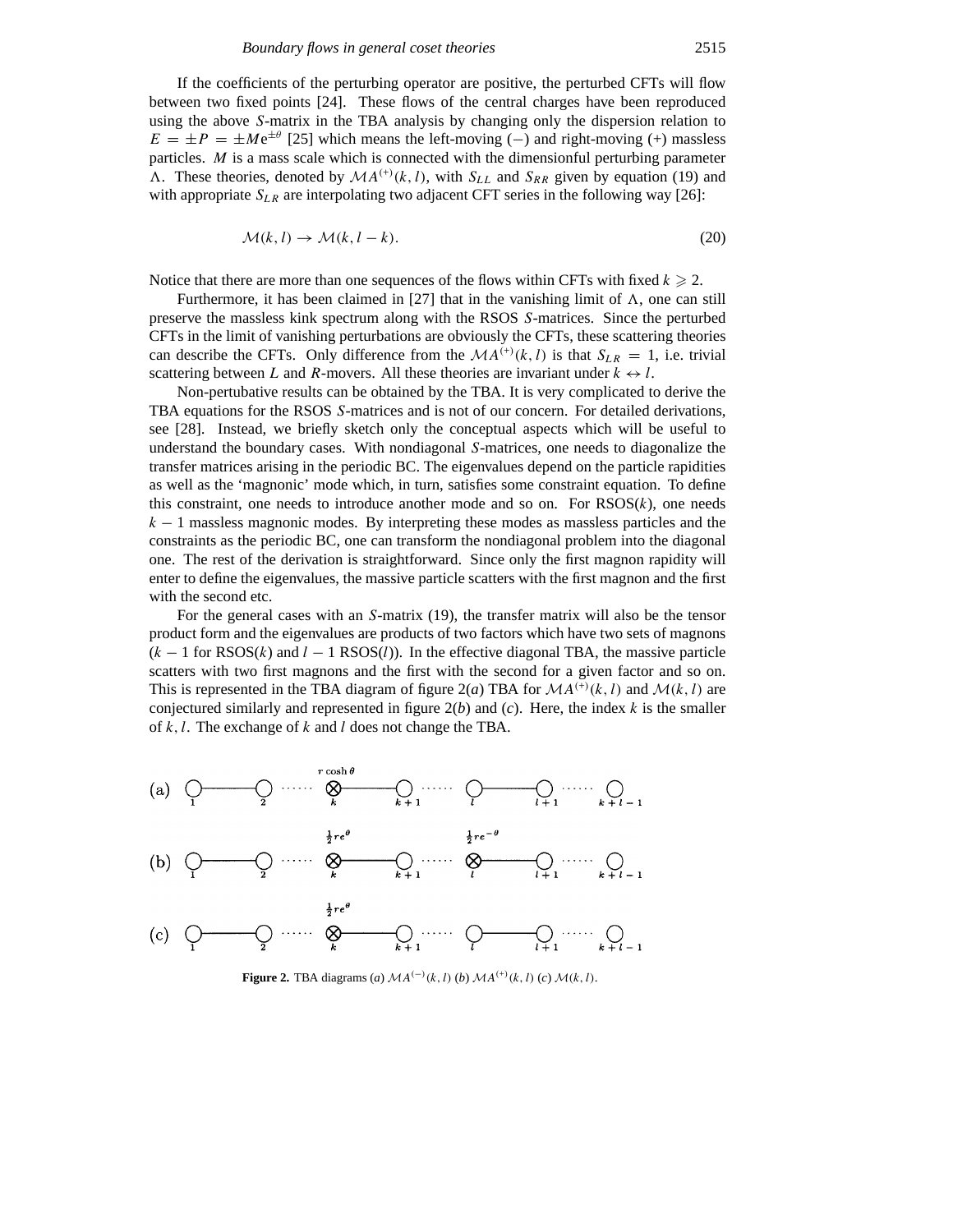If the coefficients of the perturbing operator are positive, the perturbed CFTs will flow between two fixed points [24]. These flows of the central charges have been reproduced using the above $S$-matrix in the TBA analysis by changing only the dispersion relation to $E = \pm P = \pm M e^{\pm\theta}$ [25] which means the left-moving ($-$) and right-moving (+) massless particles. $M$ is a mass scale which is connected with the dimensionful perturbing parameter $\Lambda$. These theories, denoted by $\mathcal{M}A^{(+)}(k,l)$, with $S_{LL}$ and $S_{RR}$ given by equation (19) and with appropriate $S_{LR}$ are interpolating two adjacent CFT series in the following way [26]:

$$\mathcal{M}(k,l) \to \mathcal{M}(k, l-k). \tag{20}$$

Notice that there are more than one sequences of the flows within CFTs with fixed $k \geqslant 2$.

Furthermore, it has been claimed in [27] that in the vanishing limit of $\Lambda$, one can still preserve the massless kink spectrum along with the RSOS $S$-matrices. Since the perturbed CFTs in the limit of vanishing perturbations are obviously the CFTs, these scattering theories can describe the CFTs. Only difference from the $\mathcal{M}A^{(+)}(k,l)$ is that $S_{LR} = 1$, i.e. trivial scattering between $L$ and $R$-movers. All these theories are invariant under $k \leftrightarrow l$.

Non-pertubative results can be obtained by the TBA. It is very complicated to derive the TBA equations for the RSOS $S$-matrices and is not of our concern. For detailed derivations, see [28]. Instead, we briefly sketch only the conceptual aspects which will be useful to understand the boundary cases. With nondiagonal $S$-matrices, one needs to diagonalize the transfer matrices arising in the periodic BC. The eigenvalues depend on the particle rapidities as well as the 'magnonic' mode which, in turn, satisfies some constraint equation. To define this constraint, one needs to introduce another mode and so on. For RSOS($k$), one needs $k-1$ massless magnonic modes. By interpreting these modes as massless particles and the constraints as the periodic BC, one can transform the nondiagonal problem into the diagonal one. The rest of the derivation is straightforward. Since only the first magnon rapidity will enter to define the eigenvalues, the massive particle scatters with the first magnon and the first with the second etc.

For the general cases with an $S$-matrix (19), the transfer matrix will also be the tensor product form and the eigenvalues are products of two factors which have two sets of magnons ($k-1$ for RSOS($k$) and $l-1$ RSOS($l$)). In the effective diagonal TBA, the massive particle scatters with two first magnons and the first with the second for a given factor and so on. This is represented in the TBA diagram of figure 2($a$) TBA for $\mathcal{M}A^{(+)}(k,l)$ and $\mathcal{M}(k,l)$ are conjectured similarly and represented in figure 2($b$) and ($c$). Here, the index $k$ is the smaller of $k, l$. The exchange of $k$ and $l$ does not change the TBA.

**Figure 2.** TBA diagrams ($a$) $\mathcal{M}A^{(-)}(k,l)$ ($b$) $\mathcal{M}A^{(+)}(k,l)$ ($c$) $\mathcal{M}(k,l)$.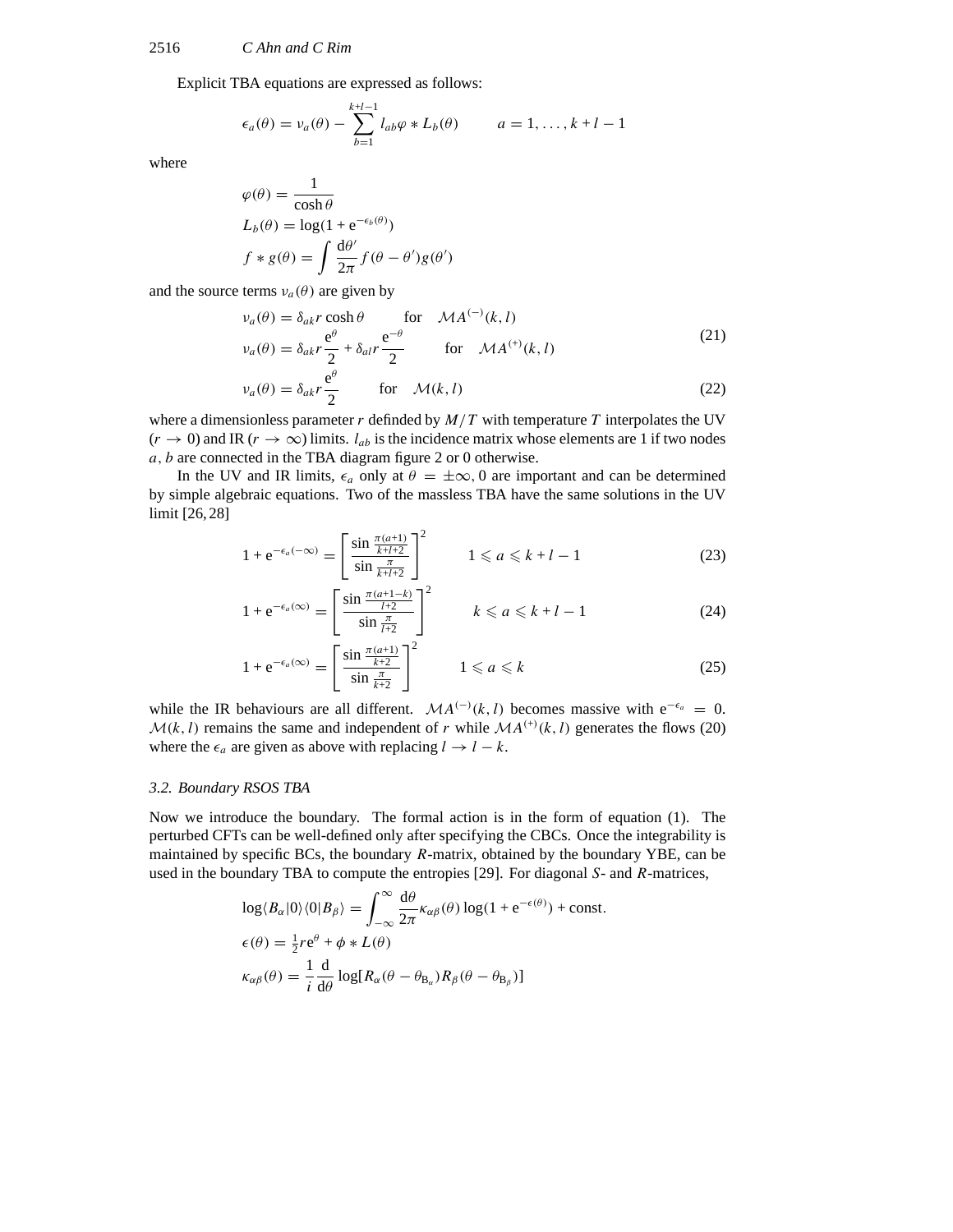Explicit TBA equations are expressed as follows:

$$\epsilon_a(\theta) = \nu_a(\theta) - \sum_{b=1}^{k+l-1} l_{ab}\varphi * L_b(\theta) \qquad a = 1, \ldots, k+l-1$$

where

$$\varphi(\theta) = \frac{1}{\cosh\theta}$$
$$L_b(\theta) = \log(1 + \mathrm{e}^{-\epsilon_b(\theta)})$$
$$f * g(\theta) = \int \frac{\mathrm{d}\theta'}{2\pi} f(\theta - \theta') g(\theta')$$

and the source terms $\nu_a(\theta)$ are given by

$$\nu_a(\theta) = \delta_{ak} r \cosh\theta \qquad \text{for} \quad \mathcal{M}A^{(-)}(k, l)$$
$$\nu_a(\theta) = \delta_{ak} r \frac{\mathrm{e}^{\theta}}{2} + \delta_{al} r \frac{\mathrm{e}^{-\theta}}{2} \qquad \text{for} \quad \mathcal{M}A^{(+)}(k, l) \tag{21}$$
$$\nu_a(\theta) = \delta_{ak} r \frac{\mathrm{e}^{\theta}}{2} \qquad \text{for} \quad \mathcal{M}(k, l) \tag{22}$$

where a dimensionless parameter $r$ definded by $M/T$ with temperature $T$ interpolates the UV ($r \to 0$) and IR ($r \to \infty$) limits. $l_{ab}$ is the incidence matrix whose elements are 1 if two nodes $a, b$ are connected in the TBA diagram figure 2 or 0 otherwise.

In the UV and IR limits, $\epsilon_a$ only at $\theta = \pm\infty, 0$ are important and can be determined by simple algebraic equations. Two of the massless TBA have the same solutions in the UV limit [26, 28]

$$1 + \mathrm{e}^{-\epsilon_a(-\infty)} = \left[\frac{\sin\frac{\pi(a+1)}{k+l+2}}{\sin\frac{\pi}{k+l+2}}\right]^2 \qquad 1 \leqslant a \leqslant k+l-1 \tag{23}$$

$$1 + \mathrm{e}^{-\epsilon_a(\infty)} = \left[\frac{\sin\frac{\pi(a+1-k)}{l+2}}{\sin\frac{\pi}{l+2}}\right]^2 \qquad k \leqslant a \leqslant k+l-1 \tag{24}$$

$$1 + \mathrm{e}^{-\epsilon_a(\infty)} = \left[\frac{\sin\frac{\pi(a+1)}{k+2}}{\sin\frac{\pi}{k+2}}\right]^2 \qquad 1 \leqslant a \leqslant k \tag{25}$$

while the IR behaviours are all different. $\mathcal{M}A^{(-)}(k, l)$ becomes massive with $\mathrm{e}^{-\epsilon_a} = 0$. $\mathcal{M}(k, l)$ remains the same and independent of $r$ while $\mathcal{M}A^{(+)}(k, l)$ generates the flows (20) where the $\epsilon_a$ are given as above with replacing $l \to l - k$.

### 3.2. Boundary RSOS TBA

Now we introduce the boundary. The formal action is in the form of equation (1). The perturbed CFTs can be well-defined only after specifying the CBCs. Once the integrability is maintained by specific BCs, the boundary $R$-matrix, obtained by the boundary YBE, can be used in the boundary TBA to compute the entropies [29]. For diagonal $S$- and $R$-matrices,

$$\log\langle B_\alpha|0\rangle\langle 0|B_\beta\rangle = \int_{-\infty}^{\infty} \frac{\mathrm{d}\theta}{2\pi} \kappa_{\alpha\beta}(\theta) \log(1 + \mathrm{e}^{-\epsilon(\theta)}) + \text{const.}$$
$$\epsilon(\theta) = \tfrac{1}{2} r \mathrm{e}^{\theta} + \phi * L(\theta)$$
$$\kappa_{\alpha\beta}(\theta) = \frac{1}{i}\frac{\mathrm{d}}{\mathrm{d}\theta} \log[R_\alpha(\theta - \theta_{\mathrm{B}_\alpha}) R_\beta(\theta - \theta_{\mathrm{B}_\beta})]$$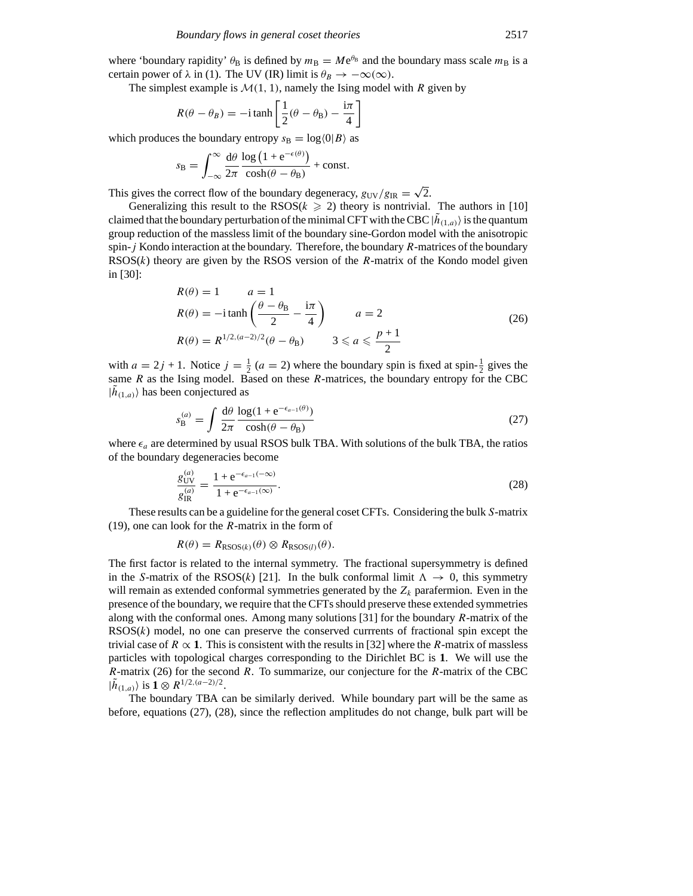where 'boundary rapidity' $\theta_B$ is defined by $m_B = M e^{\theta_B}$ and the boundary mass scale $m_B$ is a certain power of $\lambda$ in (1). The UV (IR) limit is $\theta_B \to -\infty(\infty)$.

The simplest example is $\mathcal{M}(1, 1)$, namely the Ising model with $R$ given by

$$R(\theta - \theta_B) = -\mathrm{i} \tanh\left[\frac{1}{2}(\theta - \theta_B) - \frac{\mathrm{i}\pi}{4}\right]$$

which produces the boundary entropy $s_B = \log\langle 0|B\rangle$ as

$$s_B = \int_{-\infty}^{\infty} \frac{\mathrm{d}\theta}{2\pi} \frac{\log\left(1 + \mathrm{e}^{-\epsilon(\theta)}\right)}{\cosh(\theta - \theta_B)} + \text{const}.$$

This gives the correct flow of the boundary degeneracy, $g_{UV}/g_{IR} = \sqrt{2}$.

Generalizing this result to the RSOS($k \geqslant 2$) theory is nontrivial. The authors in [10] claimed that the boundary perturbation of the minimal CFT with the CBC $|\tilde{h}_{(1,a)}\rangle$ is the quantum group reduction of the massless limit of the boundary sine-Gordon model with the anisotropic spin-$j$ Kondo interaction at the boundary. Therefore, the boundary $R$-matrices of the boundary RSOS($k$) theory are given by the RSOS version of the $R$-matrix of the Kondo model given in [30]:

$$\begin{aligned}
&R(\theta) = 1 \qquad a = 1 \\
&R(\theta) = -\mathrm{i} \tanh\left(\frac{\theta - \theta_B}{2} - \frac{\mathrm{i}\pi}{4}\right) \qquad a = 2 \\
&R(\theta) = R^{1/2,(a-2)/2}(\theta - \theta_B) \qquad 3 \leqslant a \leqslant \frac{p+1}{2}
\end{aligned} \tag{26}$$

with $a = 2j + 1$. Notice $j = \frac{1}{2}$ ($a = 2$) where the boundary spin is fixed at spin-$\frac{1}{2}$ gives the same $R$ as the Ising model. Based on these $R$-matrices, the boundary entropy for the CBC $|\tilde{h}_{(1,a)}\rangle$ has been conjectured as

$$s_B^{(a)} = \int \frac{\mathrm{d}\theta}{2\pi} \frac{\log(1 + \mathrm{e}^{-\epsilon_{a-1}(\theta)})}{\cosh(\theta - \theta_B)} \tag{27}$$

where $\epsilon_a$ are determined by usual RSOS bulk TBA. With solutions of the bulk TBA, the ratios of the boundary degeneracies become

$$\frac{g_{UV}^{(a)}}{g_{IR}^{(a)}} = \frac{1 + \mathrm{e}^{-\epsilon_{a-1}(-\infty)}}{1 + \mathrm{e}^{-\epsilon_{a-1}(\infty)}}. \tag{28}$$

These results can be a guideline for the general coset CFTs. Considering the bulk $S$-matrix (19), one can look for the $R$-matrix in the form of

$$R(\theta) = R_{\mathrm{RSOS}(k)}(\theta) \otimes R_{\mathrm{RSOS}(l)}(\theta).$$

The first factor is related to the internal symmetry. The fractional supersymmetry is defined in the $S$-matrix of the RSOS($k$) [21]. In the bulk conformal limit $\Lambda \to 0$, this symmetry will remain as extended conformal symmetries generated by the $Z_k$ parafermion. Even in the presence of the boundary, we require that the CFTs should preserve these extended symmetries along with the conformal ones. Among many solutions [31] for the boundary $R$-matrix of the RSOS($k$) model, no one can preserve the conserved currrents of fractional spin except the trivial case of $R \propto \mathbf{1}$. This is consistent with the results in [32] where the $R$-matrix of massless particles with topological charges corresponding to the Dirichlet BC is $\mathbf{1}$. We will use the $R$-matrix (26) for the second $R$. To summarize, our conjecture for the $R$-matrix of the CBC $|\tilde{h}_{(1,a)}\rangle$ is $\mathbf{1} \otimes R^{1/2,(a-2)/2}$.

The boundary TBA can be similarly derived. While boundary part will be the same as before, equations (27), (28), since the reflection amplitudes do not change, bulk part will be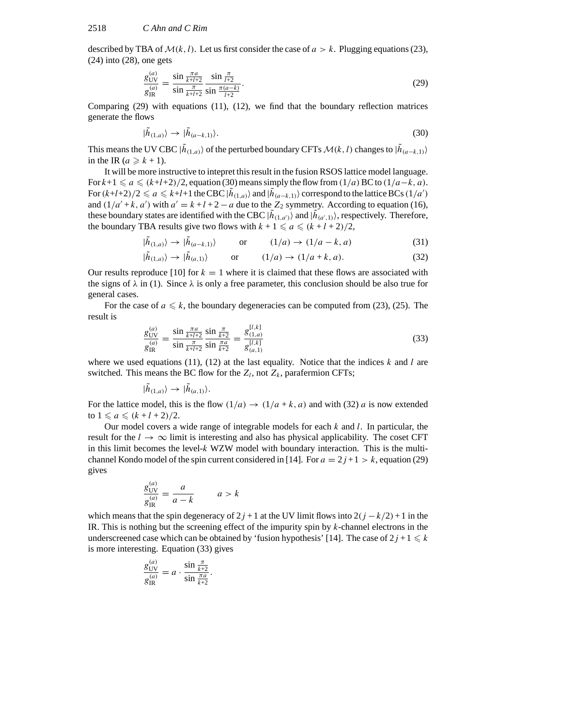described by TBA of $\mathcal{M}(k,l)$. Let us first consider the case of $a > k$. Plugging equations (23), (24) into (28), one gets

$$\frac{g_{\rm UV}^{(a)}}{g_{\rm IR}^{(a)}} = \frac{\sin\frac{\pi a}{k+l+2}}{\sin\frac{\pi}{k+l+2}} \frac{\sin\frac{\pi}{l+2}}{\sin\frac{\pi(a-k)}{l+2}}. \tag{29}$$

Comparing (29) with equations (11), (12), we find that the boundary reflection matrices generate the flows

$$|\tilde{h}_{(1,a)}\rangle \to |\tilde{h}_{(a-k,1)}\rangle. \tag{30}$$

This means the UV CBC $|\tilde{h}_{(1,a)}\rangle$ of the perturbed boundary CFTs $\mathcal{M}(k,l)$ changes to $|\tilde{h}_{(a-k,1)}\rangle$ in the IR ($a \geqslant k+1$).

It will be more instructive to intepret this result in the fusion RSOS lattice model language. For $k+1 \leqslant a \leqslant (k+l+2)/2$, equation (30) means simply the flow from $(1/a)$ BC to $(1/a-k, a)$. For $(k+l+2)/2 \leqslant a \leqslant k+l+1$ the CBC $|\tilde{h}_{(1,a)}\rangle$ and $|\tilde{h}_{(a-k,1)}\rangle$ correspond to the lattice BCs $(1/a')$ and $(1/a'+k, a')$ with $a' = k+l+2-a$ due to the $Z_2$ symmetry. According to equation (16), these boundary states are identified with the CBC $|\tilde{h}_{(1,a')}\rangle$ and $|\tilde{h}_{(a',1)}\rangle$, respectively. Therefore, the boundary TBA results give two flows with $k+1 \leqslant a \leqslant (k+l+2)/2$,

$$|\tilde{h}_{(1,a)}\rangle \to |\tilde{h}_{(a-k,1)}\rangle \qquad \text{or} \qquad (1/a) \to (1/a-k, a) \tag{31}$$

$$|\tilde{h}_{(1,a)}\rangle \to |\tilde{h}_{(a,1)}\rangle \qquad \text{or} \qquad (1/a) \to (1/a+k, a). \tag{32}$$

Our results reproduce [10] for $k = 1$ where it is claimed that these flows are associated with the signs of $\lambda$ in (1). Since $\lambda$ is only a free parameter, this conclusion should be also true for general cases.

For the case of $a \leqslant k$, the boundary degeneracies can be computed from (23), (25). The result is

$$\frac{g_{\rm UV}^{(a)}}{g_{\rm IR}^{(a)}} = \frac{\sin\frac{\pi a}{k+l+2}}{\sin\frac{\pi}{k+l+2}} \frac{\sin\frac{\pi}{k+2}}{\sin\frac{\pi a}{k+2}} = \frac{g_{(1,a)}^{[l,k]}}{g_{(a,1)}^{[l,k]}} \tag{33}$$

where we used equations (11), (12) at the last equality. Notice that the indices $k$ and $l$ are switched. This means the BC flow for the $Z_l$, not $Z_k$, parafermion CFTs;

$$|\tilde{h}_{(1,a)}\rangle \to |\tilde{h}_{(a,1)}\rangle.$$

For the lattice model, this is the flow $(1/a) \to (1/a+k, a)$ and with (32) $a$ is now extended to $1 \leqslant a \leqslant (k+l+2)/2$.

Our model covers a wide range of integrable models for each $k$ and $l$. In particular, the result for the $l \to \infty$ limit is interesting and also has physical applicability. The coset CFT in this limit becomes the level-$k$ WZW model with boundary interaction. This is the multi-channel Kondo model of the spin current considered in [14]. For $a = 2j+1 > k$, equation (29) gives

$$\frac{g_{\rm UV}^{(a)}}{g_{\rm IR}^{(a)}} = \frac{a}{a-k} \qquad a > k$$

which means that the spin degeneracy of $2j+1$ at the UV limit flows into $2(j-k/2)+1$ in the IR. This is nothing but the screening effect of the impurity spin by $k$-channel electrons in the underscreened case which can be obtained by 'fusion hypothesis' [14]. The case of $2j+1 \leqslant k$ is more interesting. Equation (33) gives

$$\frac{g_{\rm UV}^{(a)}}{g_{\rm IR}^{(a)}} = a \cdot \frac{\sin\frac{\pi}{k+2}}{\sin\frac{\pi a}{k+2}}.$$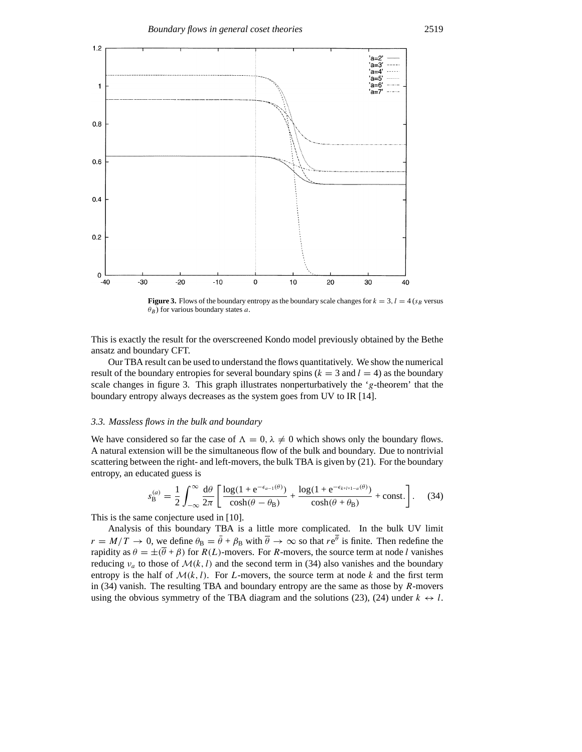**Figure 3.** Flows of the boundary entropy as the boundary scale changes for $k = 3$, $l = 4$ ($s_B$ versus $\theta_B$) for various boundary states $a$.

This is exactly the result for the overscreened Kondo model previously obtained by the Bethe ansatz and boundary CFT.

Our TBA result can be used to understand the flows quantitatively. We show the numerical result of the boundary entropies for several boundary spins ($k = 3$ and $l = 4$) as the boundary scale changes in figure 3. This graph illustrates nonperturbatively the '$g$-theorem' that the boundary entropy always decreases as the system goes from UV to IR [14].

### 3.3. Massless flows in the bulk and boundary

We have considered so far the case of $\Lambda = 0, \lambda \neq 0$ which shows only the boundary flows. A natural extension will be the simultaneous flow of the bulk and boundary. Due to nontrivial scattering between the right- and left-movers, the bulk TBA is given by (21). For the boundary entropy, an educated guess is

$$s_{\mathrm{B}}^{(a)} = \frac{1}{2}\int_{-\infty}^{\infty}\frac{\mathrm{d}\theta}{2\pi}\left[\frac{\log(1+\mathrm{e}^{-\epsilon_{a-1}(\theta)})}{\cosh(\theta-\theta_{\mathrm{B}})}+\frac{\log(1+\mathrm{e}^{-\epsilon_{k+l+1-a}(\theta)})}{\cosh(\theta+\theta_{\mathrm{B}})}+\text{const.}\right]. \quad (34)$$

This is the same conjecture used in [10].

Analysis of this boundary TBA is a little more complicated. In the bulk UV limit $r = M/T \to 0$, we define $\theta_{\mathrm{B}} = \bar{\theta} + \beta_{\mathrm{B}}$ with $\overline{\theta} \to \infty$ so that $r\mathrm{e}^{\overline{\theta}}$ is finite. Then redefine the rapidity as $\theta = \pm(\overline{\theta} + \beta)$ for $R(L)$-movers. For $R$-movers, the source term at node $l$ vanishes reducing $\nu_a$ to those of $\mathcal{M}(k,l)$ and the second term in (34) also vanishes and the boundary entropy is the half of $\mathcal{M}(k,l)$. For $L$-movers, the source term at node $k$ and the first term in (34) vanish. The resulting TBA and boundary entropy are the same as those by $R$-movers using the obvious symmetry of the TBA diagram and the solutions (23), (24) under $k \leftrightarrow l$.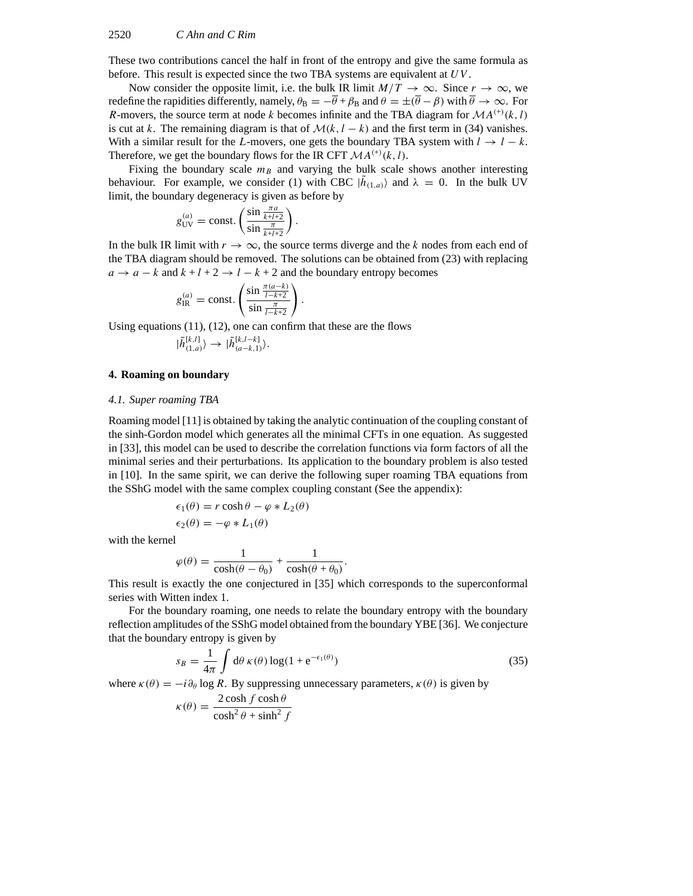These two contributions cancel the half in front of the entropy and give the same formula as before. This result is expected since the two TBA systems are equivalent at $UV$.

Now consider the opposite limit, i.e. the bulk IR limit $M/T \to \infty$. Since $r \to \infty$, we redefine the rapidities differently, namely, $\theta_{\rm B} = -\overline{\theta} + \beta_{\rm B}$ and $\theta = \pm(\overline{\theta} - \beta)$ with $\overline{\theta} \to \infty$. For $R$-movers, the source term at node $k$ becomes infinite and the TBA diagram for $\mathcal{M}A^{(+)}(k,l)$ is cut at $k$. The remaining diagram is that of $\mathcal{M}(k, l-k)$ and the first term in (34) vanishes. With a similar result for the $L$-movers, one gets the boundary TBA system with $l \to l-k$. Therefore, we get the boundary flows for the IR CFT $\mathcal{M}A^{(+)}(k,l)$.

Fixing the boundary scale $m_B$ and varying the bulk scale shows another interesting behaviour. For example, we consider (1) with CBC $|\tilde{h}_{(1,a)}\rangle$ and $\lambda = 0$. In the bulk UV limit, the boundary degeneracy is given as before by

$$g_{\rm UV}^{(a)} = \text{const.}\left(\frac{\sin\frac{\pi a}{k+l+2}}{\sin\frac{\pi}{k+l+2}}\right).$$

In the bulk IR limit with $r \to \infty$, the source terms diverge and the $k$ nodes from each end of the TBA diagram should be removed. The solutions can be obtained from (23) with replacing $a \to a-k$ and $k+l+2 \to l-k+2$ and the boundary entropy becomes

$$g_{\rm IR}^{(a)} = \text{const.}\left(\frac{\sin\frac{\pi(a-k)}{l-k+2}}{\sin\frac{\pi}{l-k+2}}\right).$$

Using equations (11), (12), one can confirm that these are the flows

$$|\tilde{h}_{(1,a)}^{[k,l]}\rangle \to |\tilde{h}_{(a-k,1)}^{[k,l-k]}\rangle.$$

## 4. Roaming on boundary

### *4.1. Super roaming TBA*

Roaming model [11] is obtained by taking the analytic continuation of the coupling constant of the sinh-Gordon model which generates all the minimal CFTs in one equation. As suggested in [33], this model can be used to describe the correlation functions via form factors of all the minimal series and their perturbations. Its application to the boundary problem is also tested in [10]. In the same spirit, we can derive the following super roaming TBA equations from the SShG model with the same complex coupling constant (See the appendix):

$$\epsilon_1(\theta) = r\cosh\theta - \varphi * L_2(\theta)$$
$$\epsilon_2(\theta) = -\varphi * L_1(\theta)$$

with the kernel

$$\varphi(\theta) = \frac{1}{\cosh(\theta-\theta_0)} + \frac{1}{\cosh(\theta+\theta_0)}.$$

This result is exactly the one conjectured in [35] which corresponds to the superconformal series with Witten index 1.

For the boundary roaming, one needs to relate the boundary entropy with the boundary reflection amplitudes of the SShG model obtained from the boundary YBE [36]. We conjecture that the boundary entropy is given by

$$s_B = \frac{1}{4\pi}\int \mathrm{d}\theta\,\kappa(\theta)\log(1+\mathrm{e}^{-\epsilon_1(\theta)}) \tag{35}$$

where $\kappa(\theta) = -i\partial_\theta \log R$. By suppressing unnecessary parameters, $\kappa(\theta)$ is given by

$$\kappa(\theta) = \frac{2\cosh f\cosh\theta}{\cosh^2\theta + \sinh^2 f}$$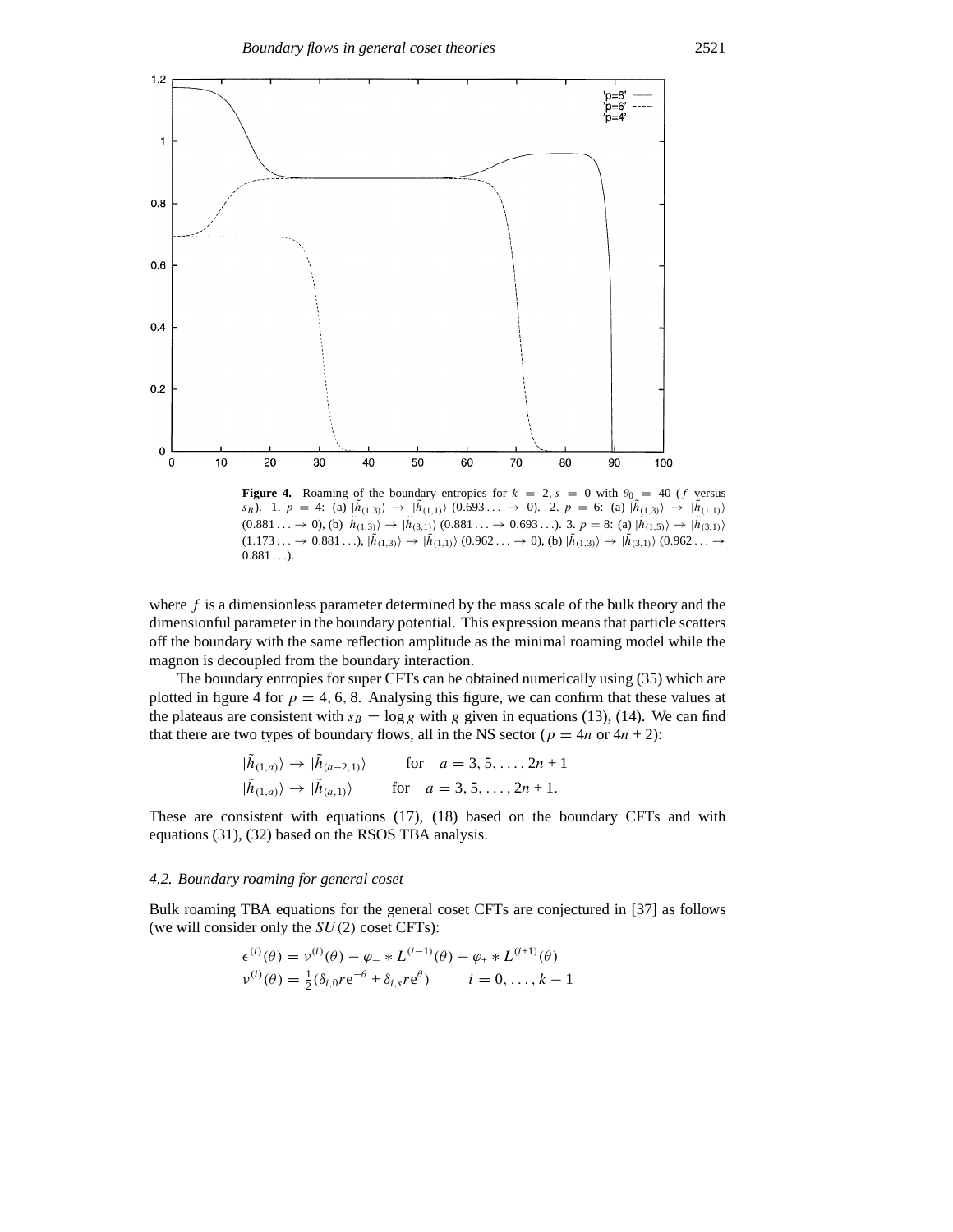**Figure 4.** Roaming of the boundary entropies for $k = 2, s = 0$ with $\theta_0 = 40$ ($f$ versus $s_B$). 1. $p = 4$: (a) $|\tilde{h}_{(1,3)}\rangle \to |\tilde{h}_{(1,1)}\rangle$ ($0.693\ldots \to 0$). 2. $p = 6$: (a) $|\tilde{h}_{(1,3)}\rangle \to |\tilde{h}_{(1,1)}\rangle$ ($0.881\ldots \to 0$), (b) $|\tilde{h}_{(1,3)}\rangle \to |\tilde{h}_{(3,1)}\rangle$ ($0.881\ldots \to 0.693\ldots$). 3. $p = 8$: (a) $|\tilde{h}_{(1,5)}\rangle \to |\tilde{h}_{(3,1)}\rangle$ ($1.173\ldots \to 0.881\ldots$), $|\tilde{h}_{(1,3)}\rangle \to |\tilde{h}_{(1,1)}\rangle$ ($0.962\ldots \to 0$), (b) $|\tilde{h}_{(1,3)}\rangle \to |\tilde{h}_{(3,1)}\rangle$ ($0.962\ldots \to 0.881\ldots$).

where $f$ is a dimensionless parameter determined by the mass scale of the bulk theory and the dimensionful parameter in the boundary potential. This expression means that particle scatters off the boundary with the same reflection amplitude as the minimal roaming model while the magnon is decoupled from the boundary interaction.

The boundary entropies for super CFTs can be obtained numerically using (35) which are plotted in figure 4 for $p = 4, 6, 8$. Analysing this figure, we can confirm that these values at the plateaus are consistent with $s_B = \log g$ with $g$ given in equations (13), (14). We can find that there are two types of boundary flows, all in the NS sector ($p = 4n$ or $4n + 2$):

$$
\begin{aligned}
|\tilde{h}_{(1,a)}\rangle &\to |\tilde{h}_{(a-2,1)}\rangle \qquad \text{for} \quad a = 3, 5, \ldots, 2n+1 \\
|\tilde{h}_{(1,a)}\rangle &\to |\tilde{h}_{(a,1)}\rangle \qquad \text{for} \quad a = 3, 5, \ldots, 2n+1.
\end{aligned}
$$

These are consistent with equations (17), (18) based on the boundary CFTs and with equations (31), (32) based on the RSOS TBA analysis.

### *4.2. Boundary roaming for general coset*

Bulk roaming TBA equations for the general coset CFTs are conjectured in [37] as follows (we will consider only the $SU(2)$ coset CFTs):

$$
\begin{aligned}
\epsilon^{(i)}(\theta) &= \nu^{(i)}(\theta) - \varphi_- * L^{(i-1)}(\theta) - \varphi_+ * L^{(i+1)}(\theta) \\
\nu^{(i)}(\theta) &= \tfrac{1}{2}(\delta_{i,0} r \mathrm{e}^{-\theta} + \delta_{i,s} r \mathrm{e}^{\theta}) \qquad i = 0, \ldots, k-1
\end{aligned}
$$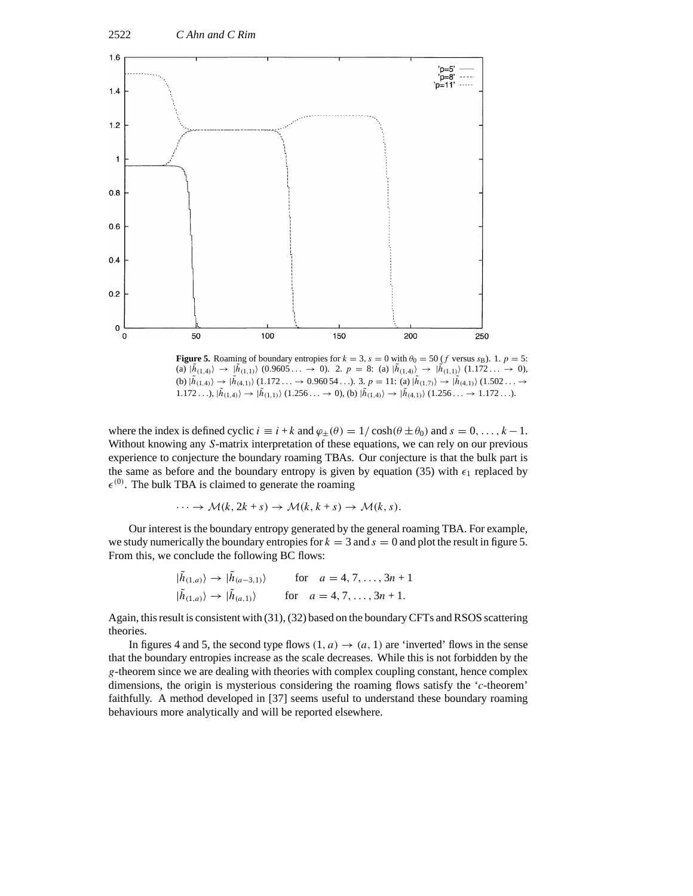**Figure 5.** Roaming of boundary entropies for $k = 3$, $s = 0$ with $\theta_0 = 50$ ($f$ versus $s_B$). 1. $p = 5$: (a) $|\tilde{h}_{(1,4)}\rangle \to |\tilde{h}_{(1,1)}\rangle$ $(0.9605\ldots \to 0)$. 2. $p = 8$: (a) $|\tilde{h}_{(1,4)}\rangle \to |\tilde{h}_{(1,1)}\rangle$ $(1.172\ldots \to 0)$, (b) $|\tilde{h}_{(1,4)}\rangle \to |\tilde{h}_{(4,1)}\rangle$ $(1.172\ldots \to 0.960\,54\ldots)$. 3. $p = 11$: (a) $|\tilde{h}_{(1,7)}\rangle \to |\tilde{h}_{(4,1)}\rangle$ $(1.502\ldots \to 1.172\ldots)$, $|\tilde{h}_{(1,4)}\rangle \to |\tilde{h}_{(1,1)}\rangle$ $(1.256\ldots \to 0)$, (b) $|\tilde{h}_{(1,4)}\rangle \to |\tilde{h}_{(4,1)}\rangle$ $(1.256\ldots \to 1.172\ldots)$.

where the index is defined cyclic $i \equiv i + k$ and $\varphi_{\pm}(\theta) = 1/\cosh(\theta \pm \theta_0)$ and $s = 0, \ldots, k-1$. Without knowing any $S$-matrix interpretation of these equations, we can rely on our previous experience to conjecture the boundary roaming TBAs. Our conjecture is that the bulk part is the same as before and the boundary entropy is given by equation (35) with $\epsilon_1$ replaced by $\epsilon^{(0)}$. The bulk TBA is claimed to generate the roaming

$$\cdots \to \mathcal{M}(k, 2k+s) \to \mathcal{M}(k, k+s) \to \mathcal{M}(k, s).$$

Our interest is the boundary entropy generated by the general roaming TBA. For example, we study numerically the boundary entropies for $k = 3$ and $s = 0$ and plot the result in figure 5. From this, we conclude the following BC flows:

$$|\tilde{h}_{(1,a)}\rangle \to |\tilde{h}_{(a-3,1)}\rangle \qquad \text{for} \quad a = 4, 7, \ldots, 3n+1$$
$$|\tilde{h}_{(1,a)}\rangle \to |\tilde{h}_{(a,1)}\rangle \qquad \text{for} \quad a = 4, 7, \ldots, 3n+1.$$

Again, this result is consistent with (31), (32) based on the boundary CFTs and RSOS scattering theories.

In figures 4 and 5, the second type flows $(1, a) \to (a, 1)$ are 'inverted' flows in the sense that the boundary entropies increase as the scale decreases. While this is not forbidden by the $g$-theorem since we are dealing with theories with complex coupling constant, hence complex dimensions, the origin is mysterious considering the roaming flows satisfy the '$c$-theorem' faithfully. A method developed in [37] seems useful to understand these boundary roaming behaviours more analytically and will be reported elsewhere.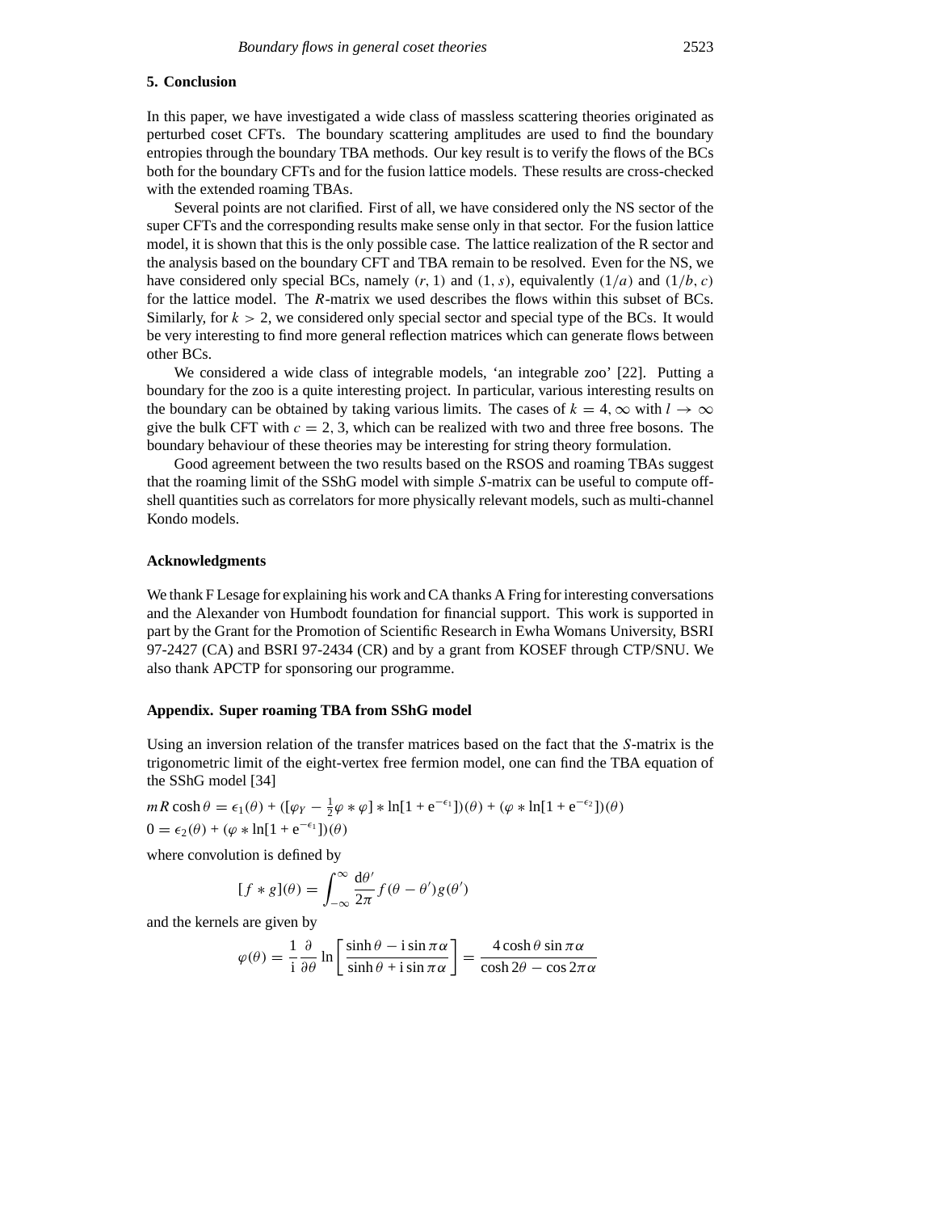## 5. Conclusion

In this paper, we have investigated a wide class of massless scattering theories originated as perturbed coset CFTs. The boundary scattering amplitudes are used to find the boundary entropies through the boundary TBA methods. Our key result is to verify the flows of the BCs both for the boundary CFTs and for the fusion lattice models. These results are cross-checked with the extended roaming TBAs.

Several points are not clarified. First of all, we have considered only the NS sector of the super CFTs and the corresponding results make sense only in that sector. For the fusion lattice model, it is shown that this is the only possible case. The lattice realization of the R sector and the analysis based on the boundary CFT and TBA remain to be resolved. Even for the NS, we have considered only special BCs, namely $(r, 1)$ and $(1, s)$, equivalently $(1/a)$ and $(1/b, c)$ for the lattice model. The $R$-matrix we used describes the flows within this subset of BCs. Similarly, for $k > 2$, we considered only special sector and special type of the BCs. It would be very interesting to find more general reflection matrices which can generate flows between other BCs.

We considered a wide class of integrable models, 'an integrable zoo' [22]. Putting a boundary for the zoo is a quite interesting project. In particular, various interesting results on the boundary can be obtained by taking various limits. The cases of $k = 4, \infty$ with $l \to \infty$ give the bulk CFT with $c = 2, 3$, which can be realized with two and three free bosons. The boundary behaviour of these theories may be interesting for string theory formulation.

Good agreement between the two results based on the RSOS and roaming TBAs suggest that the roaming limit of the SShG model with simple $S$-matrix can be useful to compute off-shell quantities such as correlators for more physically relevant models, such as multi-channel Kondo models.

## Acknowledgments

We thank F Lesage for explaining his work and CA thanks A Fring for interesting conversations and the Alexander von Humbodt foundation for financial support. This work is supported in part by the Grant for the Promotion of Scientific Research in Ewha Womans University, BSRI 97-2427 (CA) and BSRI 97-2434 (CR) and by a grant from KOSEF through CTP/SNU. We also thank APCTP for sponsoring our programme.

## Appendix. Super roaming TBA from SShG model

Using an inversion relation of the transfer matrices based on the fact that the $S$-matrix is the trigonometric limit of the eight-vertex free fermion model, one can find the TBA equation of the SShG model [34]

$$mR\cosh\theta = \epsilon_1(\theta) + ([\varphi_Y - \tfrac{1}{2}\varphi * \varphi] * \ln[1 + \mathrm{e}^{-\epsilon_1}])(\theta) + (\varphi * \ln[1 + \mathrm{e}^{-\epsilon_2}])(\theta)$$

$$0 = \epsilon_2(\theta) + (\varphi * \ln[1 + \mathrm{e}^{-\epsilon_1}])(\theta)$$

where convolution is defined by

$$[f * g](\theta) = \int_{-\infty}^{\infty} \frac{\mathrm{d}\theta'}{2\pi} f(\theta - \theta') g(\theta')$$

and the kernels are given by

$$\varphi(\theta) = \frac{1}{\mathrm{i}} \frac{\partial}{\partial\theta} \ln\left[\frac{\sinh\theta - \mathrm{i}\sin\pi\alpha}{\sinh\theta + \mathrm{i}\sin\pi\alpha}\right] = \frac{4\cosh\theta\sin\pi\alpha}{\cosh 2\theta - \cos 2\pi\alpha}$$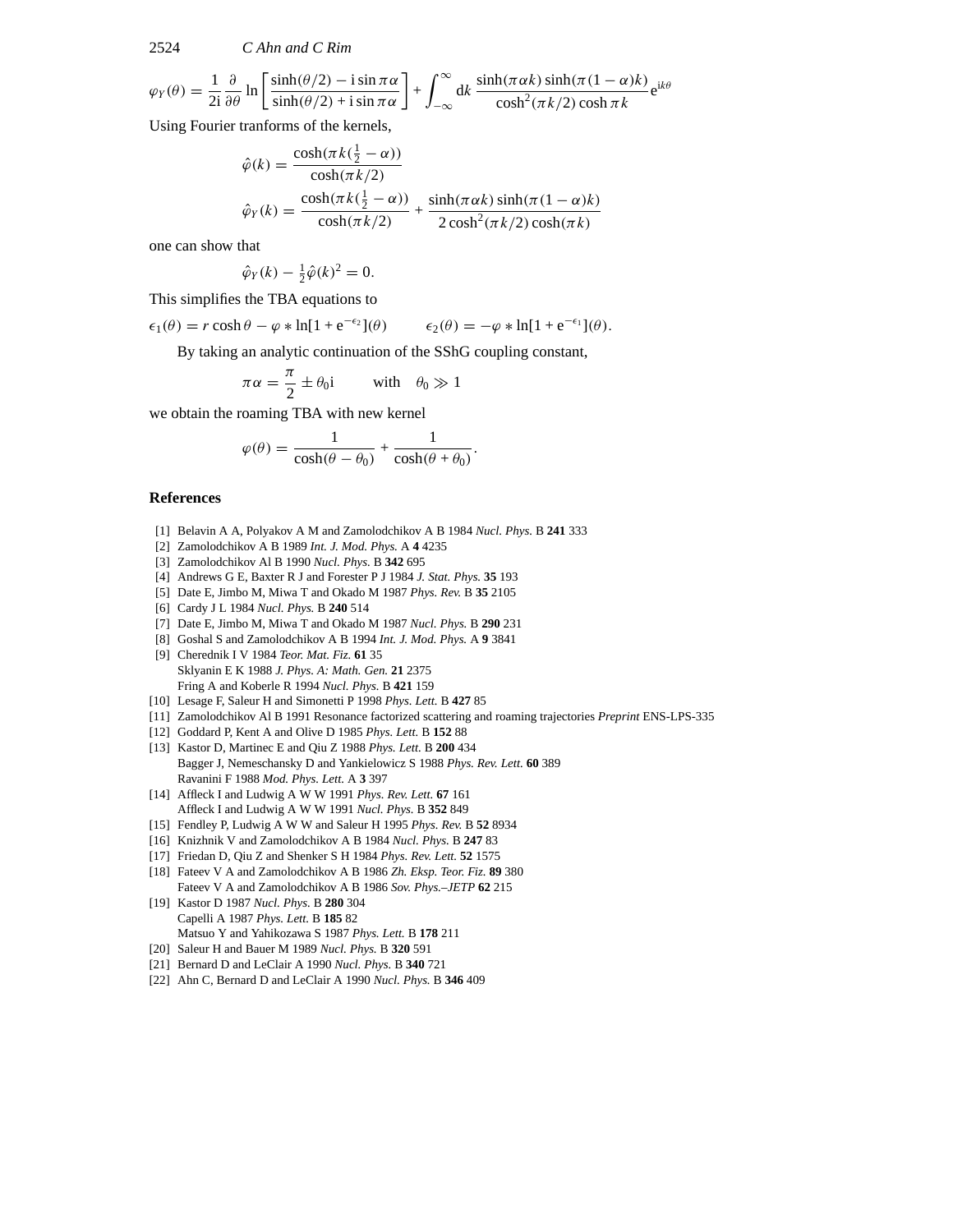$$\varphi_Y(\theta) = \frac{1}{2\mathrm{i}}\frac{\partial}{\partial\theta}\ln\left[\frac{\sinh(\theta/2) - \mathrm{i}\sin\pi\alpha}{\sinh(\theta/2) + \mathrm{i}\sin\pi\alpha}\right] + \int_{-\infty}^{\infty}\mathrm{d}k\,\frac{\sinh(\pi\alpha k)\sinh(\pi(1-\alpha)k)}{\cosh^2(\pi k/2)\cosh\pi k}\mathrm{e}^{\mathrm{i}k\theta}$$

Using Fourier tranforms of the kernels,

$$\hat{\varphi}(k) = \frac{\cosh(\pi k(\frac{1}{2}-\alpha))}{\cosh(\pi k/2)}$$

$$\hat{\varphi}_Y(k) = \frac{\cosh(\pi k(\frac{1}{2}-\alpha))}{\cosh(\pi k/2)} + \frac{\sinh(\pi\alpha k)\sinh(\pi(1-\alpha)k)}{2\cosh^2(\pi k/2)\cosh(\pi k)}$$

one can show that

$$\hat{\varphi}_Y(k) - \tfrac{1}{2}\hat{\varphi}(k)^2 = 0.$$

This simplifies the TBA equations to

$$\epsilon_1(\theta) = r\cosh\theta - \varphi * \ln[1+\mathrm{e}^{-\epsilon_2}](\theta) \qquad \epsilon_2(\theta) = -\varphi * \ln[1+\mathrm{e}^{-\epsilon_1}](\theta).$$

By taking an analytic continuation of the SShG coupling constant,

$$\pi\alpha = \frac{\pi}{2} \pm \theta_0\mathrm{i} \qquad \text{with} \quad \theta_0 \gg 1$$

we obtain the roaming TBA with new kernel

$$\varphi(\theta) = \frac{1}{\cosh(\theta-\theta_0)} + \frac{1}{\cosh(\theta+\theta_0)}.$$

## References

[1] Belavin A A, Polyakov A M and Zamolodchikov A B 1984 *Nucl. Phys.* B **241** 333
[2] Zamolodchikov A B 1989 *Int. J. Mod. Phys.* A **4** 4235
[3] Zamolodchikov Al B 1990 *Nucl. Phys.* B **342** 695
[4] Andrews G E, Baxter R J and Forester P J 1984 *J. Stat. Phys.* **35** 193
[5] Date E, Jimbo M, Miwa T and Okado M 1987 *Phys. Rev.* B **35** 2105
[6] Cardy J L 1984 *Nucl. Phys.* B **240** 514
[7] Date E, Jimbo M, Miwa T and Okado M 1987 *Nucl. Phys.* B **290** 231
[8] Goshal S and Zamolodchikov A B 1994 *Int. J. Mod. Phys.* A **9** 3841
[9] Cherednik I V 1984 *Teor. Mat. Fiz.* **61** 35
Sklyanin E K 1988 *J. Phys. A: Math. Gen.* **21** 2375
Fring A and Koberle R 1994 *Nucl. Phys.* B **421** 159
[10] Lesage F, Saleur H and Simonetti P 1998 *Phys. Lett.* B **427** 85
[11] Zamolodchikov Al B 1991 Resonance factorized scattering and roaming trajectories *Preprint* ENS-LPS-335
[12] Goddard P, Kent A and Olive D 1985 *Phys. Lett.* B **152** 88
[13] Kastor D, Martinec E and Qiu Z 1988 *Phys. Lett.* B **200** 434
Bagger J, Nemeschansky D and Yankielowicz S 1988 *Phys. Rev. Lett.* **60** 389
Ravanini F 1988 *Mod. Phys. Lett.* A **3** 397
[14] Affleck I and Ludwig A W W 1991 *Phys. Rev. Lett.* **67** 161
Affleck I and Ludwig A W W 1991 *Nucl. Phys.* B **352** 849
[15] Fendley P, Ludwig A W W and Saleur H 1995 *Phys. Rev.* B **52** 8934
[16] Knizhnik V and Zamolodchikov A B 1984 *Nucl. Phys.* B **247** 83
[17] Friedan D, Qiu Z and Shenker S H 1984 *Phys. Rev. Lett.* **52** 1575
[18] Fateev V A and Zamolodchikov A B 1986 *Zh. Eksp. Teor. Fiz.* **89** 380
Fateev V A and Zamolodchikov A B 1986 *Sov. Phys.–JETP* **62** 215
[19] Kastor D 1987 *Nucl. Phys.* B **280** 304
Capelli A 1987 *Phys. Lett.* B **185** 82
Matsuo Y and Yahikozawa S 1987 *Phys. Lett.* B **178** 211
[20] Saleur H and Bauer M 1989 *Nucl. Phys.* B **320** 591
[21] Bernard D and LeClair A 1990 *Nucl. Phys.* B **340** 721
[22] Ahn C, Bernard D and LeClair A 1990 *Nucl. Phys.* B **346** 409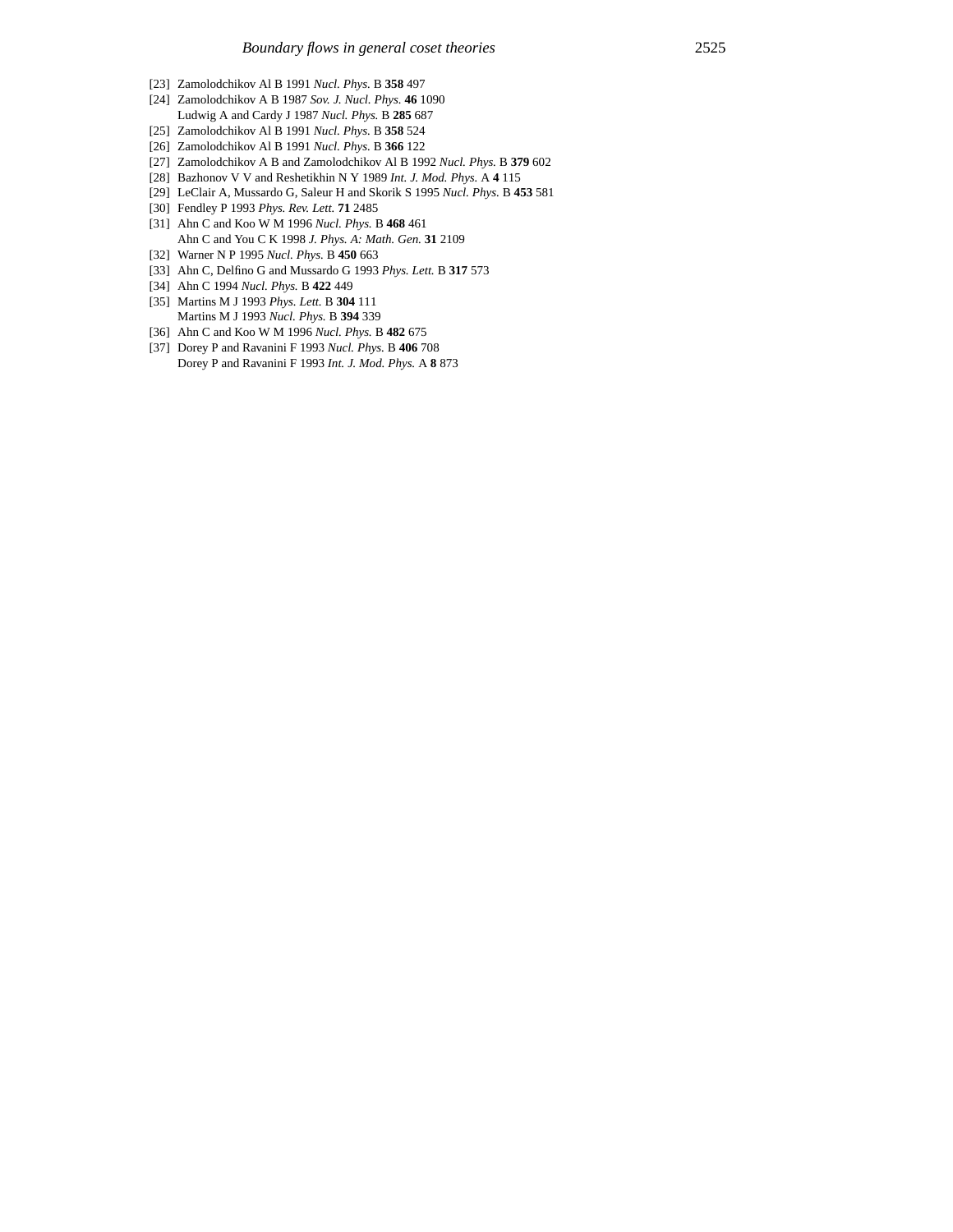[23] Zamolodchikov Al B 1991 *Nucl. Phys.* B **358** 497
[24] Zamolodchikov A B 1987 *Sov. J. Nucl. Phys.* **46** 1090
     Ludwig A and Cardy J 1987 *Nucl. Phys.* B **285** 687
[25] Zamolodchikov Al B 1991 *Nucl. Phys.* B **358** 524
[26] Zamolodchikov Al B 1991 *Nucl. Phys.* B **366** 122
[27] Zamolodchikov A B and Zamolodchikov Al B 1992 *Nucl. Phys.* B **379** 602
[28] Bazhonov V V and Reshetikhin N Y 1989 *Int. J. Mod. Phys.* A **4** 115
[29] LeClair A, Mussardo G, Saleur H and Skorik S 1995 *Nucl. Phys.* B **453** 581
[30] Fendley P 1993 *Phys. Rev. Lett.* **71** 2485
[31] Ahn C and Koo W M 1996 *Nucl. Phys.* B **468** 461
     Ahn C and You C K 1998 *J. Phys. A: Math. Gen.* **31** 2109
[32] Warner N P 1995 *Nucl. Phys.* B **450** 663
[33] Ahn C, Delfino G and Mussardo G 1993 *Phys. Lett.* B **317** 573
[34] Ahn C 1994 *Nucl. Phys.* B **422** 449
[35] Martins M J 1993 *Phys. Lett.* B **304** 111
     Martins M J 1993 *Nucl. Phys.* B **394** 339
[36] Ahn C and Koo W M 1996 *Nucl. Phys.* B **482** 675
[37] Dorey P and Ravanini F 1993 *Nucl. Phys.* B **406** 708
     Dorey P and Ravanini F 1993 *Int. J. Mod. Phys.* A **8** 873